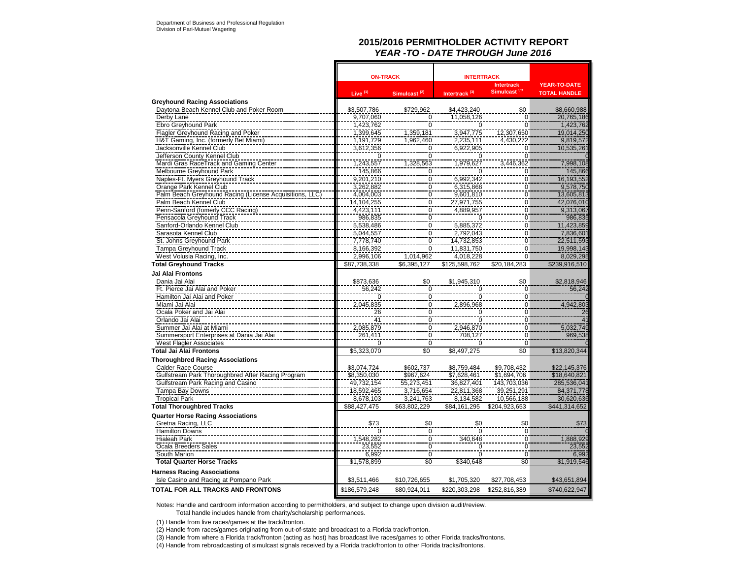Department of Business and Professional Regulation
Division of Pari-Mutuel Wagering

## 2015/2016 PERMITHOLDER ACTIVITY REPORT
### *YEAR -TO - DATE THROUGH June 2016*

| | ON-TRACK | | INTERTRACK | | |
|---|---|---|---|---|---|
| | Live [1] | Simulcast [2] | Intertrack [3] | Intertrack Simulcast [4] | YEAR-TO-DATE TOTAL HANDLE |
| **Greyhound Racing Associations** | | | | | |
| Daytona Beach Kennel Club and Poker Room | $3,507,786 | $729,962 | $4,423,240 | $0 | $8,660,988 |
| Derby Lane | 9,707,060 | 0 | 11,058,126 | 0 | 20,765,186 |
| Ebro Greyhound Park | 1,423,762 | 0 | 0 | 0 | 1,423,762 |
| Flagler Greyhound Racing and Poker | 1,399,645 | 1,359,181 | 3,947,775 | 12,307,650 | 19,014,250 |
| H&T Gaming, Inc. (formerly Bet Miami) | 1,191,729 | 1,962,460 | 2,235,111 | 4,430,272 | 9,819,572 |
| Jacksonville Kennel Club | 3,612,356 | 0 | 6,922,905 | 0 | 10,535,261 |
| Jefferson County Kennel Club | 0 | 0 | 0 | 0 | 0 |
| Mardi Gras RaceTrack and Gaming Center | 1,243,557 | 1,328,563 | 1,979,627 | 3,446,362 | 7,998,108 |
| Melbourne Greyhound Park | 145,866 | 0 | 0 | 0 | 145,866 |
| Naples-Ft. Myers Greyhound Track | 9,201,210 | 0 | 6,992,342 | 0 | 16,193,552 |
| Orange Park Kennel Club | 3,262,882 | 0 | 6,315,868 | 0 | 9,578,750 |
| Palm Beach Greyhound Racing (License Acquisitions, LLC) | 4,004,003 | 0 | 9,601,810 | 0 | 13,605,813 |
| Palm Beach Kennel Club | 14,104,255 | 0 | 27,971,755 | 0 | 42,076,010 |
| Penn-Sanford (fomerly CCC Racing) | 4,423,111 | 0 | 4,889,957 | 0 | 9,313,067 |
| Pensacola Greyhound Track | 986,835 | 0 | 0 | 0 | 986,835 |
| Sanford-Orlando Kennel Club | 5,538,486 | 0 | 5,885,372 | 0 | 11,423,859 |
| Sarasota Kennel Club | 5,044,557 | 0 | 2,792,043 | 0 | 7,836,601 |
| St. Johns Greyhound Park | 7,778,740 | 0 | 14,732,853 | 0 | 22,511,593 |
| Tampa Greyhound Track | 8,166,392 | 0 | 11,831,750 | 0 | 19,998,143 |
| West Volusia Racing, Inc. | 2,996,106 | 1,014,962 | 4,018,228 | 0 | 8,029,295 |
| **Total Greyhound Tracks** | $87,738,338 | $6,395,127 | $125,598,762 | $20,184,283 | $239,916,510 |
| **Jai Alai Frontons** | | | | | |
| Dania Jai Alai | $873,636 | $0 | $1,945,310 | $0 | $2,818,946 |
| Ft. Pierce Jai Alai and Poker | 56,242 | 0 | 0 | 0 | 56,242 |
| Hamilton Jai Alai and Poker | 0 | 0 | 0 | 0 | 0 |
| Miami Jai Alai | 2,045,835 | 0 | 2,896,968 | 0 | 4,942,803 |
| Ocala Poker and Jai Alai | 26 | 0 | 0 | 0 | 26 |
| Orlando Jai Alai | 41 | 0 | 0 | 0 | 41 |
| Summer Jai Alai at Miami | 2,085,879 | 0 | 2,946,870 | 0 | 5,032,749 |
| Summersport Enterprises at Dania Jai Alai | 261,411 | 0 | 708,127 | 0 | 969,538 |
| West Flagler Associates | 0 | 0 | 0 | 0 | 0 |
| **Total Jai Alai Frontons** | $5,323,070 | $0 | $8,497,275 | $0 | $13,820,344 |
| **Thoroughbred Racing Associations** | | | | | |
| Calder Race Course | $3,074,724 | $602,737 | $8,759,484 | $9,708,432 | $22,145,376 |
| Gulfstream Park Thoroughbred After Racing Program | $8,350,030 | $967,624 | $7,628,461 | $1,694,706 | $18,640,821 |
| Gulfstream Park Racing and Casino | 49,732,154 | 55,273,451 | 36,827,401 | 143,703,036 | 285,536,041 |
| Tampa Bay Downs | 18,592,465 | 3,716,654 | 22,811,368 | 39,251,291 | 84,371,778 |
| Tropical Park | 8,678,103 | 3,241,763 | 8,134,582 | 10,566,188 | 30,620,636 |
| **Total Thoroughbred Tracks** | $88,427,475 | $63,802,229 | $84,161,295 | $204,923,653 | $441,314,652 |
| **Quarter Horse Racing Associations** | | | | | |
| Gretna Racing, LLC | $73 | $0 | $0 | $0 | $73 |
| Hamilton Downs | 0 | 0 | 0 | 0 | 0 |
| Hialeah Park | 1,548,282 | 0 | 340,648 | 0 | 1,888,929 |
| Ocala Breeders Sales | 23,552 | 0 | 0 | 0 | 23,552 |
| South Marion | 6,992 | 0 | 0 | 0 | 6,992 |
| **Total Quarter Horse Tracks** | $1,578,899 | $0 | $340,648 | $0 | $1,919,546 |
| **Harness Racing Associations** | | | | | |
| Isle Casino and Racing at Pompano Park | $3,511,466 | $10,726,655 | $1,705,320 | $27,708,453 | $43,651,894 |
| **TOTAL FOR ALL TRACKS AND FRONTONS** | $186,579,248 | $80,924,011 | $220,303,298 | $252,816,389 | $740,622,947 |

Notes: Handle and cardroom information according to permitholders, and subject to change upon division audit/review.
Total handle includes handle from charity/scholarship performances.

(1) Handle from live races/games at the track/fronton.

(2) Handle from races/games originating from out-of-state and broadcast to a Florida track/fronton.

(3) Handle from where a Florida track/fronton (acting as host) has broadcast live races/games to other Florida tracks/frontons.

(4) Handle from rebroadcasting of simulcast signals received by a Florida track/fronton to other Florida tracks/frontons.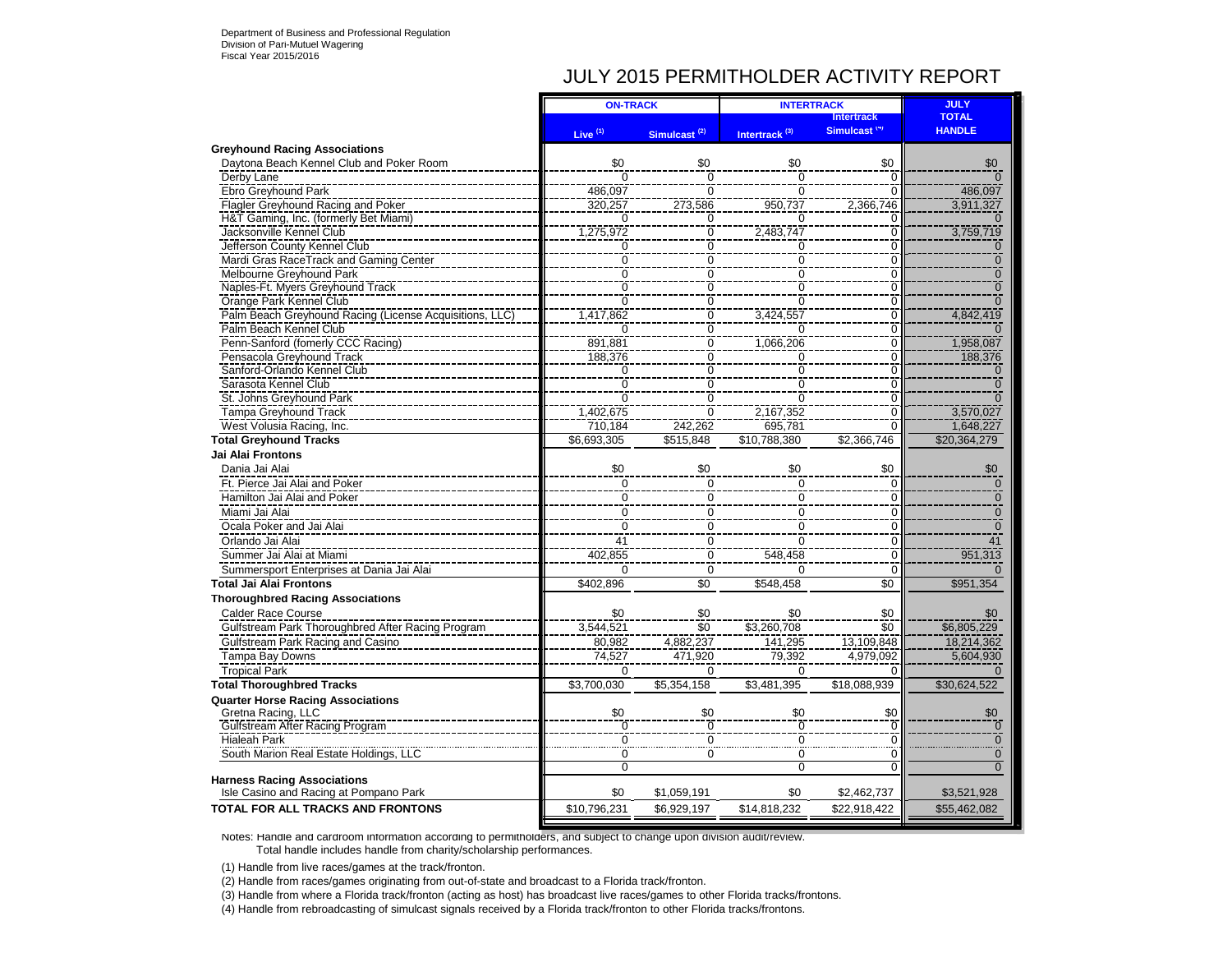Department of Business and Professional Regulation
Division of Pari-Mutuel Wagering
Fiscal Year 2015/2016

# JULY 2015 PERMITHOLDER ACTIVITY REPORT

| | ON-TRACK | | INTERTRACK | | JULY TOTAL HANDLE |
|---|---|---|---|---|---|
| | Live (1) | Simulcast (2) | Intertrack (3) | Intertrack Simulcast (4) | |
| **Greyhound Racing Associations** | | | | | |
| Daytona Beach Kennel Club and Poker Room | $0 | $0 | $0 | $0 | $0 |
| Derby Lane | 0 | 0 | 0 | 0 | 0 |
| Ebro Greyhound Park | 486,097 | 0 | 0 | 0 | 486,097 |
| Flagler Greyhound Racing and Poker | 320,257 | 273,586 | 950,737 | 2,366,746 | 3,911,327 |
| H&T Gaming, Inc. (formerly Bet Miami) | 0 | 0 | 0 | 0 | 0 |
| Jacksonville Kennel Club | 1,275,972 | 0 | 2,483,747 | 0 | 3,759,719 |
| Jefferson County Kennel Club | 0 | 0 | 0 | 0 | 0 |
| Mardi Gras RaceTrack and Gaming Center | 0 | 0 | 0 | 0 | 0 |
| Melbourne Greyhound Park | 0 | 0 | 0 | 0 | 0 |
| Naples-Ft. Myers Greyhound Track | 0 | 0 | 0 | 0 | 0 |
| Orange Park Kennel Club | 0 | 0 | 0 | 0 | 0 |
| Palm Beach Greyhound Racing (License Acquisitions, LLC) | 1,417,862 | 0 | 3,424,557 | 0 | 4,842,419 |
| Palm Beach Kennel Club | 0 | 0 | 0 | 0 | 0 |
| Penn-Sanford (fomerly CCC Racing) | 891,881 | 0 | 1,066,206 | 0 | 1,958,087 |
| Pensacola Greyhound Track | 188,376 | 0 | 0 | 0 | 188,376 |
| Sanford-Orlando Kennel Club | 0 | 0 | 0 | 0 | 0 |
| Sarasota Kennel Club | 0 | 0 | 0 | 0 | 0 |
| St. Johns Greyhound Park | 0 | 0 | 0 | 0 | 0 |
| Tampa Greyhound Track | 1,402,675 | 0 | 2,167,352 | 0 | 3,570,027 |
| West Volusia Racing, Inc. | 710,184 | 242,262 | 695,781 | 0 | 1,648,227 |
| **Total Greyhound Tracks** | $6,693,305 | $515,848 | $10,788,380 | $2,366,746 | $20,364,279 |
| **Jai Alai Frontons** | | | | | |
| Dania Jai Alai | $0 | $0 | $0 | $0 | $0 |
| Ft. Pierce Jai Alai and Poker | 0 | 0 | 0 | 0 | 0 |
| Hamilton Jai Alai and Poker | 0 | 0 | 0 | 0 | 0 |
| Miami Jai Alai | 0 | 0 | 0 | 0 | 0 |
| Ocala Poker and Jai Alai | 0 | 0 | 0 | 0 | 0 |
| Orlando Jai Alai | 41 | 0 | 0 | 0 | 41 |
| Summer Jai Alai at Miami | 402,855 | 0 | 548,458 | 0 | 951,313 |
| Summersport Enterprises at Dania Jai Alai | 0 | 0 | 0 | 0 | 0 |
| **Total Jai Alai Frontons** | $402,896 | $0 | $548,458 | $0 | $951,354 |
| **Thoroughbred Racing Associations** | | | | | |
| Calder Race Course | $0 | $0 | $0 | $0 | $0 |
| Gulfstream Park Thoroughbred After Racing Program | 3,544,521 | $0 | $3,260,708 | $0 | $6,805,229 |
| Gulfstream Park Racing and Casino | 80,982 | 4,882,237 | 141,295 | 13,109,848 | 18,214,362 |
| Tampa Bay Downs | 74,527 | 471,920 | 79,392 | 4,979,092 | 5,604,930 |
| Tropical Park | 0 | 0 | 0 | 0 | 0 |
| **Total Thoroughbred Tracks** | $3,700,030 | $5,354,158 | $3,481,395 | $18,088,939 | $30,624,522 |
| **Quarter Horse Racing Associations** | | | | | |
| Gretna Racing, LLC | $0 | $0 | $0 | $0 | $0 |
| Gulfstream After Racing Program | 0 | 0 | 0 | 0 | 0 |
| Hialeah Park | 0 | 0 | 0 | 0 | 0 |
| South Marion Real Estate Holdings, LLC | 0 | 0 | 0 | 0 | 0 |
| | 0 | | 0 | 0 | 0 |
| **Harness Racing Associations** | | | | | |
| Isle Casino and Racing at Pompano Park | $0 | $1,059,191 | $0 | $2,462,737 | $3,521,928 |
| **TOTAL FOR ALL TRACKS AND FRONTONS** | $10,796,231 | $6,929,197 | $14,818,232 | $22,918,422 | $55,462,082 |

Notes: Handle and cardroom information according to permitholders, and subject to change upon division audit/review.
Total handle includes handle from charity/scholarship performances.

(1) Handle from live races/games at the track/fronton.

(2) Handle from races/games originating from out-of-state and broadcast to a Florida track/fronton.

(3) Handle from where a Florida track/fronton (acting as host) has broadcast live races/games to other Florida tracks/frontons.

(4) Handle from rebroadcasting of simulcast signals received by a Florida track/fronton to other Florida tracks/frontons.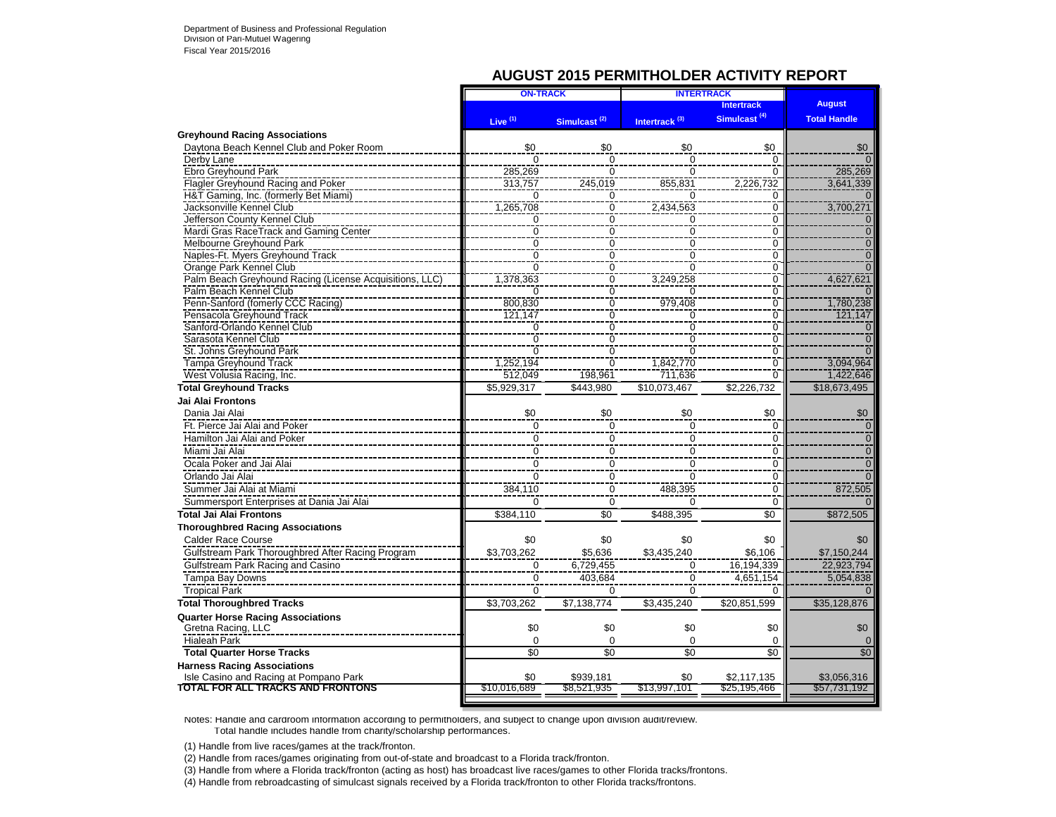Department of Business and Professional Regulation
Division of Pari-Mutuel Wagering
Fiscal Year 2015/2016

# AUGUST 2015 PERMITHOLDER ACTIVITY REPORT

| | ON-TRACK | | INTERTRACK | | |
|---|---|---|---|---|---|
| | Live (1) | Simulcast (2) | Intertrack (3) | Intertrack Simulcast (4) | August Total Handle |
| **Greyhound Racing Associations** | | | | | |
| Daytona Beach Kennel Club and Poker Room | $0 | $0 | $0 | $0 | $0 |
| Derby Lane | 0 | 0 | 0 | 0 | 0 |
| Ebro Greyhound Park | 285,269 | 0 | 0 | 0 | 285,269 |
| Flagler Greyhound Racing and Poker | 313,757 | 245,019 | 855,831 | 2,226,732 | 3,641,339 |
| H&T Gaming, Inc. (formerly Bet Miami) | 0 | 0 | 0 | 0 | 0 |
| Jacksonville Kennel Club | 1,265,708 | 0 | 2,434,563 | 0 | 3,700,271 |
| Jefferson County Kennel Club | 0 | 0 | 0 | 0 | 0 |
| Mardi Gras RaceTrack and Gaming Center | 0 | 0 | 0 | 0 | 0 |
| Melbourne Greyhound Park | 0 | 0 | 0 | 0 | 0 |
| Naples-Ft. Myers Greyhound Track | 0 | 0 | 0 | 0 | 0 |
| Orange Park Kennel Club | 0 | 0 | 0 | 0 | 0 |
| Palm Beach Greyhound Racing (License Acquisitions, LLC) | 1,378,363 | 0 | 3,249,258 | 0 | 4,627,621 |
| Palm Beach Kennel Club | 0 | 0 | 0 | 0 | 0 |
| Penn-Sanford (fomerly CCC Racing) | 800,830 | 0 | 979,408 | 0 | 1,780,238 |
| Pensacola Greyhound Track | 121,147 | 0 | 0 | 0 | 121,147 |
| Sanford-Orlando Kennel Club | 0 | 0 | 0 | 0 | 0 |
| Sarasota Kennel Club | 0 | 0 | 0 | 0 | 0 |
| St. Johns Greyhound Park | 0 | 0 | 0 | 0 | 0 |
| Tampa Greyhound Track | 1,252,194 | 0 | 1,842,770 | 0 | 3,094,964 |
| West Volusia Racing, Inc. | 512,049 | 198,961 | 711,636 | 0 | 1,422,646 |
| **Total Greyhound Tracks** | $5,929,317 | $443,980 | $10,073,467 | $2,226,732 | $18,673,495 |
| **Jai Alai Frontons** | | | | | |
| Dania Jai Alai | $0 | $0 | $0 | $0 | $0 |
| Ft. Pierce Jai Alai and Poker | 0 | 0 | 0 | 0 | 0 |
| Hamilton Jai Alai and Poker | 0 | 0 | 0 | 0 | 0 |
| Miami Jai Alai | 0 | 0 | 0 | 0 | 0 |
| Ocala Poker and Jai Alai | 0 | 0 | 0 | 0 | 0 |
| Orlando Jai Alai | 0 | 0 | 0 | 0 | 0 |
| Summer Jai Alai at Miami | 384,110 | 0 | 488,395 | 0 | 872,505 |
| Summersport Enterprises at Dania Jai Alai | 0 | 0 | 0 | 0 | 0 |
| **Total Jai Alai Frontons** | $384,110 | $0 | $488,395 | $0 | $872,505 |
| **Thoroughbred Racing Associations** | | | | | |
| Calder Race Course | $0 | $0 | $0 | $0 | $0 |
| Gulfstream Park Thoroughbred After Racing Program | $3,703,262 | $5,636 | $3,435,240 | $6,106 | $7,150,244 |
| Gulfstream Park Racing and Casino | 0 | 6,729,455 | 0 | 16,194,339 | 22,923,794 |
| Tampa Bay Downs | 0 | 403,684 | 0 | 4,651,154 | 5,054,838 |
| Tropical Park | 0 | 0 | 0 | 0 | 0 |
| **Total Thoroughbred Tracks** | $3,703,262 | $7,138,774 | $3,435,240 | $20,851,599 | $35,128,876 |
| **Quarter Horse Racing Associations** | | | | | |
| Gretna Racing, LLC | $0 | $0 | $0 | $0 | $0 |
| Hialeah Park | 0 | 0 | 0 | 0 | 0 |
| **Total Quarter Horse Tracks** | $0 | $0 | $0 | $0 | $0 |
| **Harness Racing Associations** | | | | | |
| Isle Casino and Racing at Pompano Park | $0 | $939,181 | $0 | $2,117,135 | $3,056,316 |
| **TOTAL FOR ALL TRACKS AND FRONTONS** | $10,016,689 | $8,521,935 | $13,997,101 | $25,195,466 | $57,731,192 |

Notes: Handle and cardroom information according to permitholders, and subject to change upon division audit/review.
Total handle includes handle from charity/scholarship performances.

(1) Handle from live races/games at the track/fronton.

(2) Handle from races/games originating from out-of-state and broadcast to a Florida track/fronton.

(3) Handle from where a Florida track/fronton (acting as host) has broadcast live races/games to other Florida tracks/frontons.

(4) Handle from rebroadcasting of simulcast signals received by a Florida track/fronton to other Florida tracks/frontons.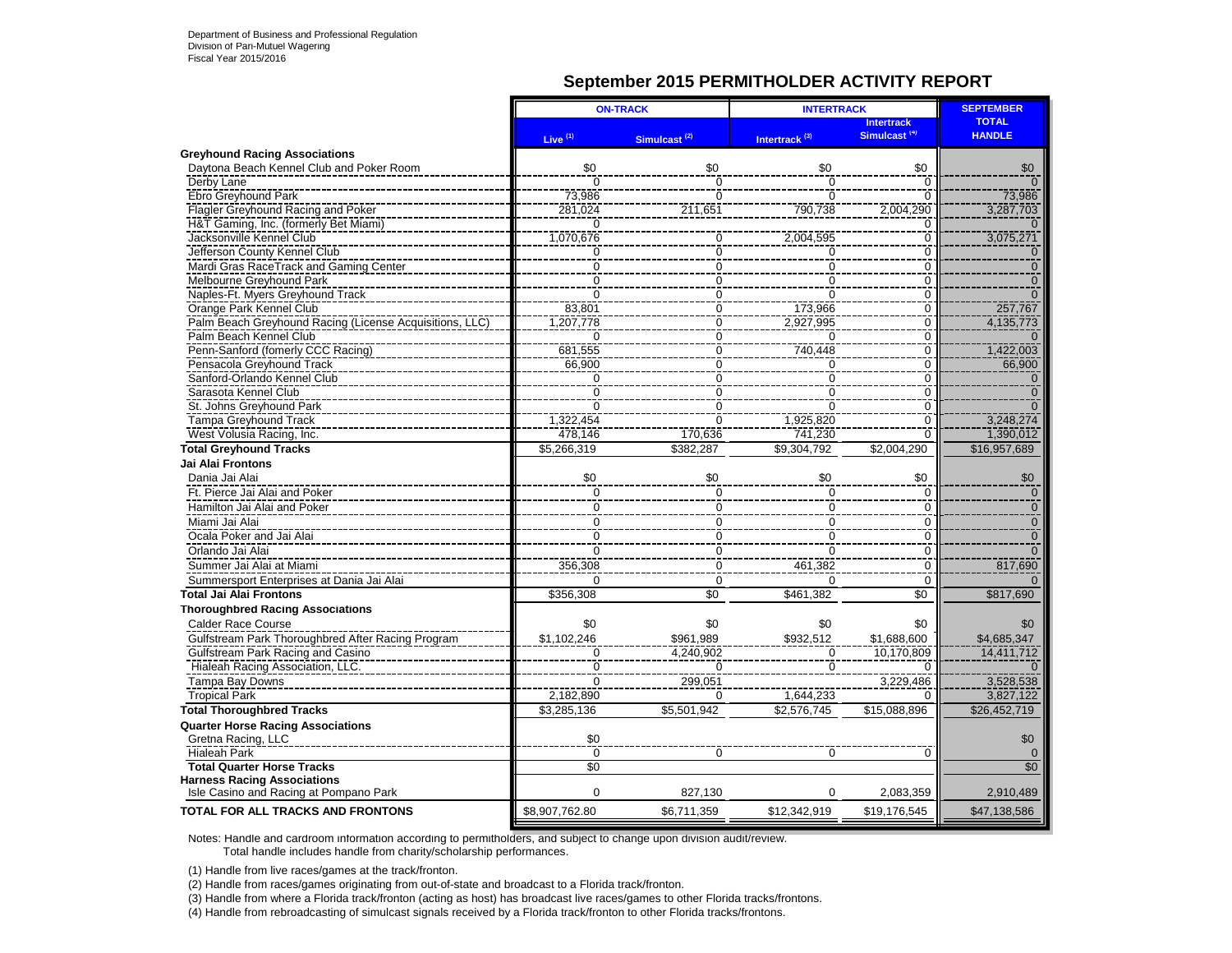Department of Business and Professional Regulation
Division of Pari-Mutuel Wagering
Fiscal Year 2015/2016

## September 2015 PERMITHOLDER ACTIVITY REPORT

| | ON-TRACK | | INTERTRACK | | SEPTEMBER TOTAL HANDLE |
|---|---|---|---|---|---|
| | Live (1) | Simulcast (2) | Intertrack (3) | Intertrack Simulcast (4) | |
| **Greyhound Racing Associations** | | | | | |
| Daytona Beach Kennel Club and Poker Room | $0 | $0 | $0 | $0 | $0 |
| Derby Lane | 0 | 0 | 0 | 0 | 0 |
| Ebro Greyhound Park | 73,986 | 0 | 0 | 0 | 73,986 |
| Flagler Greyhound Racing and Poker | 281,024 | 211,651 | 790,738 | 2,004,290 | 3,287,703 |
| H&T Gaming, Inc. (formerly Bet Miami) | 0 | | | 0 | 0 |
| Jacksonville Kennel Club | 1,070,676 | 0 | 2,004,595 | 0 | 3,075,271 |
| Jefferson County Kennel Club | 0 | 0 | 0 | 0 | 0 |
| Mardi Gras RaceTrack and Gaming Center | 0 | 0 | 0 | 0 | 0 |
| Melbourne Greyhound Park | 0 | 0 | 0 | 0 | 0 |
| Naples-Ft. Myers Greyhound Track | 0 | 0 | 0 | 0 | 0 |
| Orange Park Kennel Club | 83,801 | 0 | 173,966 | 0 | 257,767 |
| Palm Beach Greyhound Racing (License Acquisitions, LLC) | 1,207,778 | 0 | 2,927,995 | 0 | 4,135,773 |
| Palm Beach Kennel Club | 0 | 0 | 0 | 0 | 0 |
| Penn-Sanford (fomerly CCC Racing) | 681,555 | 0 | 740,448 | 0 | 1,422,003 |
| Pensacola Greyhound Track | 66,900 | 0 | 0 | 0 | 66,900 |
| Sanford-Orlando Kennel Club | 0 | 0 | 0 | 0 | 0 |
| Sarasota Kennel Club | 0 | 0 | 0 | 0 | 0 |
| St. Johns Greyhound Park | 0 | 0 | 0 | 0 | 0 |
| Tampa Greyhound Track | 1,322,454 | 0 | 1,925,820 | 0 | 3,248,274 |
| West Volusia Racing, Inc. | 478,146 | 170,636 | 741,230 | 0 | 1,390,012 |
| **Total Greyhound Tracks** | $5,266,319 | $382,287 | $9,304,792 | $2,004,290 | $16,957,689 |
| **Jai Alai Frontons** | | | | | |
| Dania Jai Alai | $0 | $0 | $0 | $0 | $0 |
| Ft. Pierce Jai Alai and Poker | 0 | 0 | 0 | 0 | 0 |
| Hamilton Jai Alai and Poker | 0 | 0 | 0 | 0 | 0 |
| Miami Jai Alai | 0 | 0 | 0 | 0 | 0 |
| Ocala Poker and Jai Alai | 0 | 0 | 0 | 0 | 0 |
| Orlando Jai Alai | 0 | 0 | 0 | 0 | 0 |
| Summer Jai Alai at Miami | 356,308 | 0 | 461,382 | 0 | 817,690 |
| Summersport Enterprises at Dania Jai Alai | 0 | 0 | 0 | 0 | 0 |
| **Total Jai Alai Frontons** | $356,308 | $0 | $461,382 | $0 | $817,690 |
| **Thoroughbred Racing Associations** | | | | | |
| Calder Race Course | $0 | $0 | $0 | $0 | $0 |
| Gulfstream Park Thoroughbred After Racing Program | $1,102,246 | $961,989 | $932,512 | $1,688,600 | $4,685,347 |
| Gulfstream Park Racing and Casino | 0 | 4,240,902 | 0 | 10,170,809 | 14,411,712 |
| Hialeah Racing Association, LLC. | 0 | 0 | 0 | 0 | 0 |
| Tampa Bay Downs | 0 | 299,051 | | 3,229,486 | 3,528,538 |
| Tropical Park | 2,182,890 | 0 | 1,644,233 | 0 | 3,827,122 |
| **Total Thoroughbred Tracks** | $3,285,136 | $5,501,942 | $2,576,745 | $15,088,896 | $26,452,719 |
| **Quarter Horse Racing Associations** | | | | | |
| Gretna Racing, LLC | $0 | | | | $0 |
| Hialeah Park | 0 | 0 | 0 | 0 | 0 |
| **Total Quarter Horse Tracks** | $0 | | | | $0 |
| **Harness Racing Associations** | | | | | |
| Isle Casino and Racing at Pompano Park | 0 | 827,130 | 0 | 2,083,359 | 2,910,489 |
| **TOTAL FOR ALL TRACKS AND FRONTONS** | $8,907,762.80 | $6,711,359 | $12,342,919 | $19,176,545 | $47,138,586 |

Notes: Handle and cardroom information according to permitholders, and subject to change upon division audit/review.
Total handle includes handle from charity/scholarship performances.

(1) Handle from live races/games at the track/fronton.

(2) Handle from races/games originating from out-of-state and broadcast to a Florida track/fronton.

(3) Handle from where a Florida track/fronton (acting as host) has broadcast live races/games to other Florida tracks/frontons.

(4) Handle from rebroadcasting of simulcast signals received by a Florida track/fronton to other Florida tracks/frontons.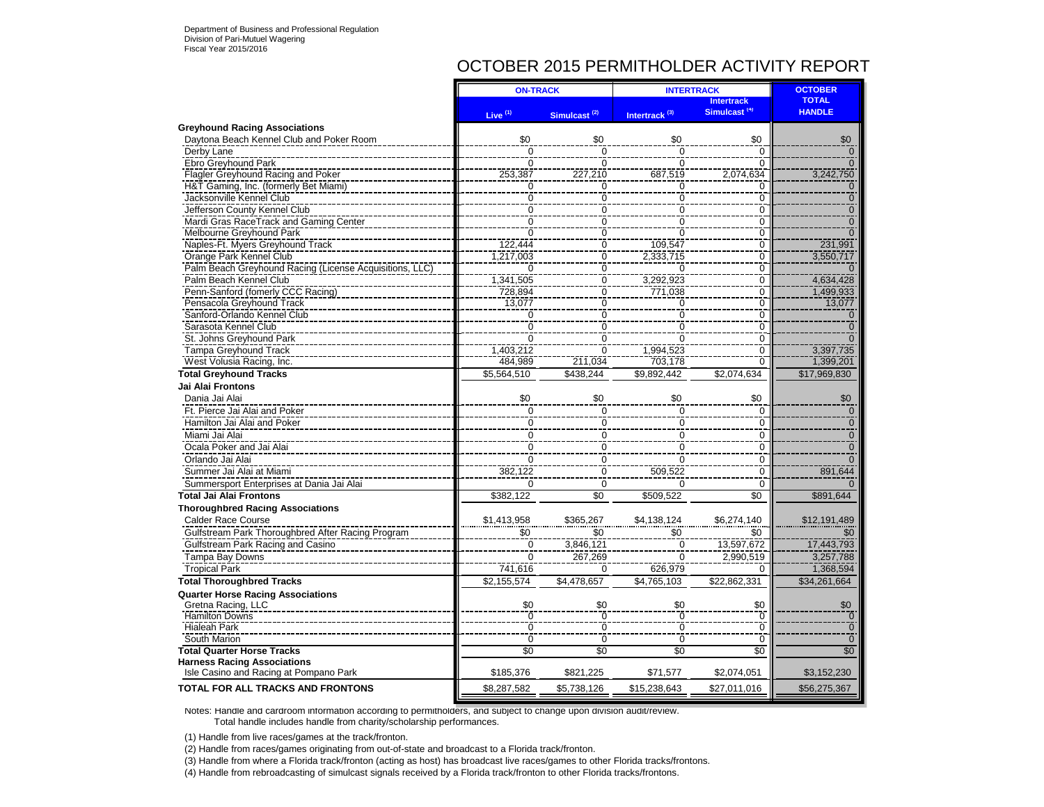Department of Business and Professional Regulation
Division of Pari-Mutuel Wagering
Fiscal Year 2015/2016

# OCTOBER 2015 PERMITHOLDER ACTIVITY REPORT

| | ON-TRACK | | INTERTRACK | | OCTOBER TOTAL HANDLE |
|---|---|---|---|---|---|
| | Live (1) | Simulcast (2) | Intertrack (3) | Intertrack Simulcast (4) | |
| **Greyhound Racing Associations** | | | | | |
| Daytona Beach Kennel Club and Poker Room | $0 | $0 | $0 | $0 | $0 |
| Derby Lane | 0 | 0 | 0 | 0 | 0 |
| Ebro Greyhound Park | 0 | 0 | 0 | 0 | 0 |
| Flagler Greyhound Racing and Poker | 253,387 | 227,210 | 687,519 | 2,074,634 | 3,242,750 |
| H&T Gaming, Inc. (formerly Bet Miami) | 0 | 0 | 0 | 0 | 0 |
| Jacksonville Kennel Club | 0 | 0 | 0 | 0 | 0 |
| Jefferson County Kennel Club | 0 | 0 | 0 | 0 | 0 |
| Mardi Gras RaceTrack and Gaming Center | 0 | 0 | 0 | 0 | 0 |
| Melbourne Greyhound Park | 0 | 0 | 0 | 0 | 0 |
| Naples-Ft. Myers Greyhound Track | 122,444 | 0 | 109,547 | 0 | 231,991 |
| Orange Park Kennel Club | 1,217,003 | 0 | 2,333,715 | 0 | 3,550,717 |
| Palm Beach Greyhound Racing (License Acquisitions, LLC) | 0 | 0 | 0 | 0 | 0 |
| Palm Beach Kennel Club | 1,341,505 | 0 | 3,292,923 | 0 | 4,634,428 |
| Penn-Sanford (fomerly CCC Racing) | 728,894 | 0 | 771,038 | 0 | 1,499,933 |
| Pensacola Greyhound Track | 13,077 | 0 | 0 | 0 | 13,077 |
| Sanford-Orlando Kennel Club | 0 | 0 | 0 | 0 | 0 |
| Sarasota Kennel Club | 0 | 0 | 0 | 0 | 0 |
| St. Johns Greyhound Park | 0 | 0 | 0 | 0 | 0 |
| Tampa Greyhound Track | 1,403,212 | 0 | 1,994,523 | 0 | 3,397,735 |
| West Volusia Racing, Inc. | 484,989 | 211,034 | 703,178 | 0 | 1,399,201 |
| **Total Greyhound Tracks** | $5,564,510 | $438,244 | $9,892,442 | $2,074,634 | $17,969,830 |
| **Jai Alai Frontons** | | | | | |
| Dania Jai Alai | $0 | $0 | $0 | $0 | $0 |
| Ft. Pierce Jai Alai and Poker | 0 | 0 | 0 | 0 | 0 |
| Hamilton Jai Alai and Poker | 0 | 0 | 0 | 0 | 0 |
| Miami Jai Alai | 0 | 0 | 0 | 0 | 0 |
| Ocala Poker and Jai Alai | 0 | 0 | 0 | 0 | 0 |
| Orlando Jai Alai | 0 | 0 | 0 | 0 | 0 |
| Summer Jai Alai at Miami | 382,122 | 0 | 509,522 | 0 | 891,644 |
| Summersport Enterprises at Dania Jai Alai | 0 | 0 | 0 | 0 | 0 |
| **Total Jai Alai Frontons** | $382,122 | $0 | $509,522 | $0 | $891,644 |
| **Thoroughbred Racing Associations** | | | | | |
| Calder Race Course | $1,413,958 | $365,267 | $4,138,124 | $6,274,140 | $12,191,489 |
| Gulfstream Park Thoroughbred After Racing Program | $0 | $0 | $0 | $0 | $0 |
| Gulfstream Park Racing and Casino | 0 | 3,846,121 | 0 | 13,597,672 | 17,443,793 |
| Tampa Bay Downs | 0 | 267,269 | 0 | 2,990,519 | 3,257,788 |
| Tropical Park | 741,616 | 0 | 626,979 | 0 | 1,368,594 |
| **Total Thoroughbred Tracks** | $2,155,574 | $4,478,657 | $4,765,103 | $22,862,331 | $34,261,664 |
| **Quarter Horse Racing Associations** | | | | | |
| Gretna Racing, LLC | $0 | $0 | $0 | $0 | $0 |
| Hamilton Downs | 0 | 0 | 0 | 0 | 0 |
| Hialeah Park | 0 | 0 | 0 | 0 | 0 |
| South Marion | 0 | 0 | 0 | 0 | 0 |
| **Total Quarter Horse Tracks** | $0 | $0 | $0 | $0 | $0 |
| **Harness Racing Associations** | | | | | |
| Isle Casino and Racing at Pompano Park | $185,376 | $821,225 | $71,577 | $2,074,051 | $3,152,230 |
| **TOTAL FOR ALL TRACKS AND FRONTONS** | $8,287,582 | $5,738,126 | $15,238,643 | $27,011,016 | $56,275,367 |

Notes: Handle and cardroom information according to permitholders, and subject to change upon division audit/review.
Total handle includes handle from charity/scholarship performances.

(1) Handle from live races/games at the track/fronton.

(2) Handle from races/games originating from out-of-state and broadcast to a Florida track/fronton.

(3) Handle from where a Florida track/fronton (acting as host) has broadcast live races/games to other Florida tracks/frontons.

(4) Handle from rebroadcasting of simulcast signals received by a Florida track/fronton to other Florida tracks/frontons.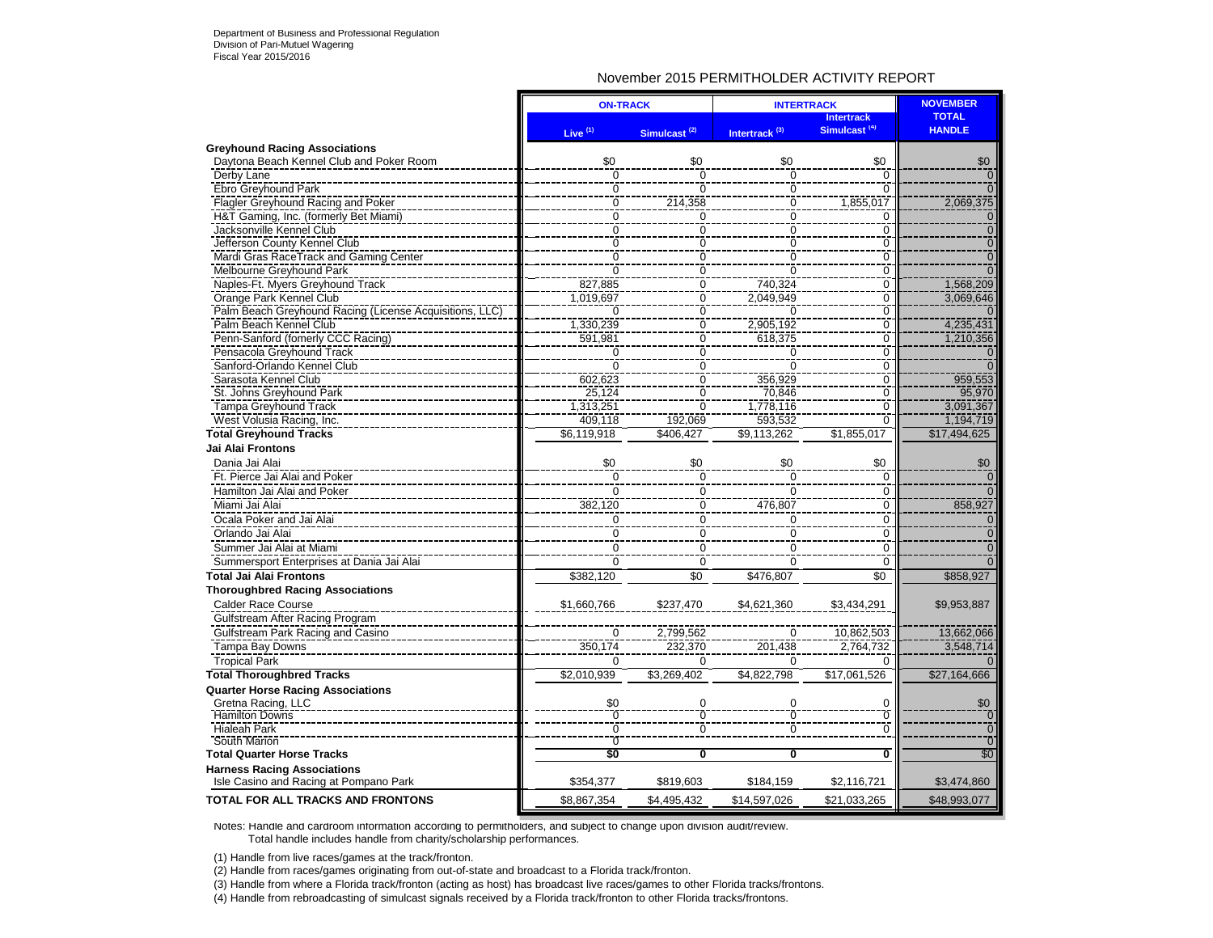Department of Business and Professional Regulation
Division of Pari-Mutuel Wagering
Fiscal Year 2015/2016

## November 2015 PERMITHOLDER ACTIVITY REPORT

| | ON-TRACK | | INTERTRACK | | NOVEMBER TOTAL HANDLE |
|---|---|---|---|---|---|
| | Live (1) | Simulcast (2) | Intertrack (3) | Intertrack Simulcast (4) | |
| **Greyhound Racing Associations** | | | | | |
| Daytona Beach Kennel Club and Poker Room | $0 | $0 | $0 | $0 | $0 |
| Derby Lane | 0 | 0 | 0 | 0 | 0 |
| Ebro Greyhound Park | 0 | 0 | 0 | 0 | 0 |
| Flagler Greyhound Racing and Poker | 0 | 214,358 | 0 | 1,855,017 | 2,069,375 |
| H&T Gaming, Inc. (formerly Bet Miami) | 0 | 0 | 0 | 0 | 0 |
| Jacksonville Kennel Club | 0 | 0 | 0 | 0 | 0 |
| Jefferson County Kennel Club | 0 | 0 | 0 | 0 | 0 |
| Mardi Gras RaceTrack and Gaming Center | 0 | 0 | 0 | 0 | 0 |
| Melbourne Greyhound Park | 0 | 0 | 0 | 0 | 0 |
| Naples-Ft. Myers Greyhound Track | 827,885 | 0 | 740,324 | 0 | 1,568,209 |
| Orange Park Kennel Club | 1,019,697 | 0 | 2,049,949 | 0 | 3,069,646 |
| Palm Beach Greyhound Racing (License Acquisitions, LLC) | 0 | 0 | 0 | 0 | 0 |
| Palm Beach Kennel Club | 1,330,239 | 0 | 2,905,192 | 0 | 4,235,431 |
| Penn-Sanford (fomerly CCC Racing) | 591,981 | 0 | 618,375 | 0 | 1,210,356 |
| Pensacola Greyhound Track | 0 | 0 | 0 | 0 | 0 |
| Sanford-Orlando Kennel Club | 0 | 0 | 0 | 0 | 0 |
| Sarasota Kennel Club | 602,623 | 0 | 356,929 | 0 | 959,553 |
| St. Johns Greyhound Park | 25,124 | 0 | 70,846 | 0 | 95,970 |
| Tampa Greyhound Track | 1,313,251 | 0 | 1,778,116 | 0 | 3,091,367 |
| West Volusia Racing, Inc. | 409,118 | 192,069 | 593,532 | 0 | 1,194,719 |
| **Total Greyhound Tracks** | $6,119,918 | $406,427 | $9,113,262 | $1,855,017 | $17,494,625 |
| **Jai Alai Frontons** | | | | | |
| Dania Jai Alai | $0 | $0 | $0 | $0 | $0 |
| Ft. Pierce Jai Alai and Poker | 0 | 0 | 0 | 0 | 0 |
| Hamilton Jai Alai and Poker | 0 | 0 | 0 | 0 | 0 |
| Miami Jai Alai | 382,120 | 0 | 476,807 | 0 | 858,927 |
| Ocala Poker and Jai Alai | 0 | 0 | 0 | 0 | 0 |
| Orlando Jai Alai | 0 | 0 | 0 | 0 | 0 |
| Summer Jai Alai at Miami | 0 | 0 | 0 | 0 | 0 |
| Summersport Enterprises at Dania Jai Alai | 0 | 0 | 0 | 0 | 0 |
| **Total Jai Alai Frontons** | $382,120 | $0 | $476,807 | $0 | $858,927 |
| **Thoroughbred Racing Associations** | | | | | |
| Calder Race Course | $1,660,766 | $237,470 | $4,621,360 | $3,434,291 | $9,953,887 |
| Gulfstream After Racing Program | | | | | |
| Gulfstream Park Racing and Casino | 0 | 2,799,562 | 0 | 10,862,503 | 13,662,066 |
| Tampa Bay Downs | 350,174 | 232,370 | 201,438 | 2,764,732 | 3,548,714 |
| Tropical Park | 0 | 0 | 0 | 0 | 0 |
| **Total Thoroughbred Tracks** | $2,010,939 | $3,269,402 | $4,822,798 | $17,061,526 | $27,164,666 |
| **Quarter Horse Racing Associations** | | | | | |
| Gretna Racing, LLC | $0 | 0 | 0 | 0 | $0 |
| Hamilton Downs | 0 | 0 | 0 | 0 | 0 |
| Hialeah Park | 0 | 0 | 0 | 0 | 0 |
| South Marion | 0 | | | | 0 |
| **Total Quarter Horse Tracks** | $0 | 0 | 0 | 0 | $0 |
| **Harness Racing Associations** | | | | | |
| Isle Casino and Racing at Pompano Park | $354,377 | $819,603 | $184,159 | $2,116,721 | $3,474,860 |
| **TOTAL FOR ALL TRACKS AND FRONTONS** | $8,867,354 | $4,495,432 | $14,597,026 | $21,033,265 | $48,993,077 |

Notes: Handle and cardroom information according to permitholders, and subject to change upon division audit/review.
Total handle includes handle from charity/scholarship performances.

(1) Handle from live races/games at the track/fronton.

(2) Handle from races/games originating from out-of-state and broadcast to a Florida track/fronton.

(3) Handle from where a Florida track/fronton (acting as host) has broadcast live races/games to other Florida tracks/frontons.

(4) Handle from rebroadcasting of simulcast signals received by a Florida track/fronton to other Florida tracks/frontons.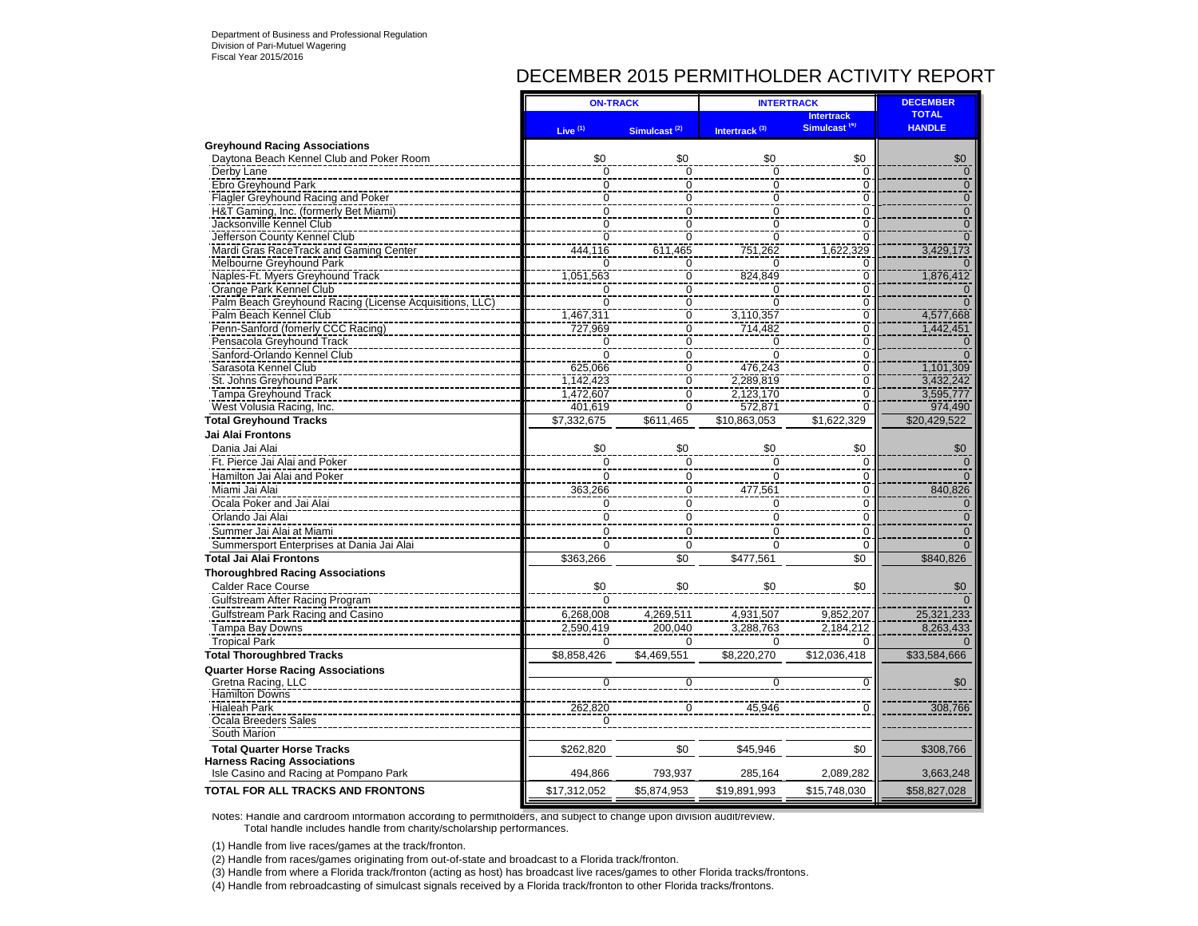Department of Business and Professional Regulation
Division of Pari-Mutuel Wagering
Fiscal Year 2015/2016

# DECEMBER 2015 PERMITHOLDER ACTIVITY REPORT

| | ON-TRACK | | INTERTRACK | | DECEMBER TOTAL HANDLE |
|---|---|---|---|---|---|
| | Live (1) | Simulcast (2) | Intertrack (3) | Intertrack Simulcast (4) | |
| **Greyhound Racing Associations** | | | | | |
| Daytona Beach Kennel Club and Poker Room | $0 | $0 | $0 | $0 | $0 |
| Derby Lane | 0 | 0 | 0 | 0 | 0 |
| Ebro Greyhound Park | 0 | 0 | 0 | 0 | 0 |
| Flagler Greyhound Racing and Poker | 0 | 0 | 0 | 0 | 0 |
| H&T Gaming, Inc. (formerly Bet Miami) | 0 | 0 | 0 | 0 | 0 |
| Jacksonville Kennel Club | 0 | 0 | 0 | 0 | 0 |
| Jefferson County Kennel Club | 0 | 0 | 0 | 0 | 0 |
| Mardi Gras RaceTrack and Gaming Center | 444,116 | 611,465 | 751,262 | 1,622,329 | 3,429,173 |
| Melbourne Greyhound Park | 0 | 0 | 0 | 0 | 0 |
| Naples-Ft. Myers Greyhound Track | 1,051,563 | 0 | 824,849 | 0 | 1,876,412 |
| Orange Park Kennel Club | 0 | 0 | 0 | 0 | 0 |
| Palm Beach Greyhound Racing (License Acquisitions, LLC) | 0 | 0 | 0 | 0 | 0 |
| Palm Beach Kennel Club | 1,467,311 | 0 | 3,110,357 | 0 | 4,577,668 |
| Penn-Sanford (fomerly CCC Racing) | 727,969 | 0 | 714,482 | 0 | 1,442,451 |
| Pensacola Greyhound Track | 0 | 0 | 0 | 0 | 0 |
| Sanford-Orlando Kennel Club | 0 | 0 | 0 | 0 | 0 |
| Sarasota Kennel Club | 625,066 | 0 | 476,243 | 0 | 1,101,309 |
| St. Johns Greyhound Park | 1,142,423 | 0 | 2,289,819 | 0 | 3,432,242 |
| Tampa Greyhound Track | 1,472,607 | 0 | 2,123,170 | 0 | 3,595,777 |
| West Volusia Racing, Inc. | 401,619 | 0 | 572,871 | 0 | 974,490 |
| **Total Greyhound Tracks** | $7,332,675 | $611,465 | $10,863,053 | $1,622,329 | $20,429,522 |
| **Jai Alai Frontons** | | | | | |
| Dania Jai Alai | $0 | $0 | $0 | $0 | $0 |
| Ft. Pierce Jai Alai and Poker | 0 | 0 | 0 | 0 | 0 |
| Hamilton Jai Alai and Poker | 0 | 0 | 0 | 0 | 0 |
| Miami Jai Alai | 363,266 | 0 | 477,561 | 0 | 840,826 |
| Ocala Poker and Jai Alai | 0 | 0 | 0 | 0 | 0 |
| Orlando Jai Alai | 0 | 0 | 0 | 0 | 0 |
| Summer Jai Alai at Miami | 0 | 0 | 0 | 0 | 0 |
| Summersport Enterprises at Dania Jai Alai | 0 | 0 | 0 | 0 | 0 |
| **Total Jai Alai Frontons** | $363,266 | $0 | $477,561 | $0 | $840,826 |
| **Thoroughbred Racing Associations** | | | | | |
| Calder Race Course | $0 | $0 | $0 | $0 | $0 |
| Gulfstream After Racing Program | 0 | | | | 0 |
| Gulfstream Park Racing and Casino | 6,268,008 | 4,269,511 | 4,931,507 | 9,852,207 | 25,321,233 |
| Tampa Bay Downs | 2,590,419 | 200,040 | 3,288,763 | 2,184,212 | 8,263,433 |
| Tropical Park | 0 | 0 | 0 | 0 | 0 |
| **Total Thoroughbred Tracks** | $8,858,426 | $4,469,551 | $8,220,270 | $12,036,418 | $33,584,666 |
| **Quarter Horse Racing Associations** | | | | | |
| Gretna Racing, LLC | 0 | 0 | 0 | 0 | $0 |
| Hamilton Downs | | | | | |
| Hialeah Park | 262,820 | 0 | 45,946 | 0 | 308,766 |
| Ocala Breeders Sales | 0 | | | | |
| South Marion | | | | | |
| **Total Quarter Horse Tracks** | $262,820 | $0 | $45,946 | $0 | $308,766 |
| **Harness Racing Associations** | | | | | |
| Isle Casino and Racing at Pompano Park | 494,866 | 793,937 | 285,164 | 2,089,282 | 3,663,248 |
| **TOTAL FOR ALL TRACKS AND FRONTONS** | $17,312,052 | $5,874,953 | $19,891,993 | $15,748,030 | $58,827,028 |

Notes: Handle and cardroom information according to permitholders, and subject to change upon division audit/review.
Total handle includes handle from charity/scholarship performances.

(1) Handle from live races/games at the track/fronton.

(2) Handle from races/games originating from out-of-state and broadcast to a Florida track/fronton.

(3) Handle from where a Florida track/fronton (acting as host) has broadcast live races/games to other Florida tracks/frontons.

(4) Handle from rebroadcasting of simulcast signals received by a Florida track/fronton to other Florida tracks/frontons.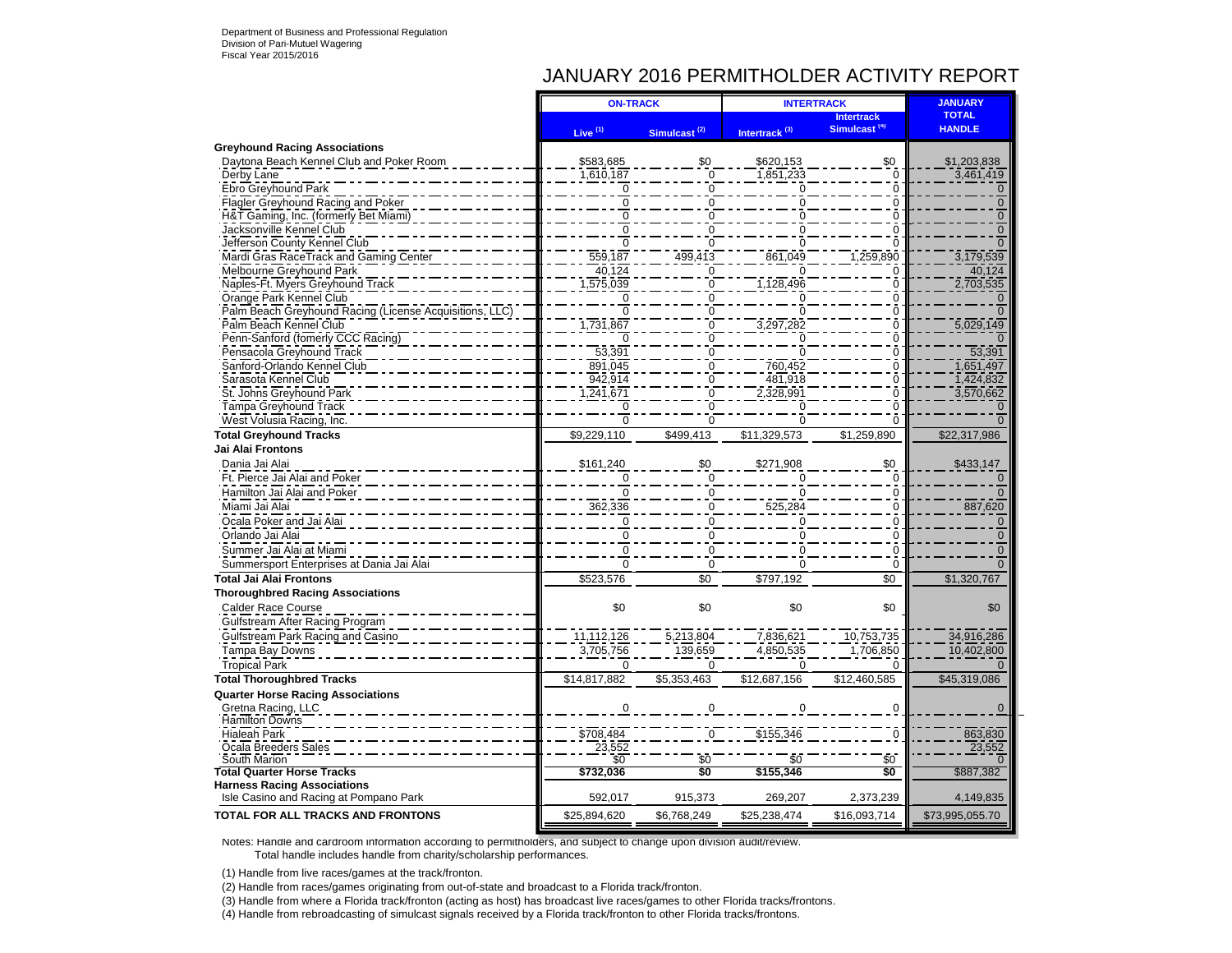Department of Business and Professional Regulation
Division of Pari-Mutuel Wagering
Fiscal Year 2015/2016

# JANUARY 2016 PERMITHOLDER ACTIVITY REPORT

| | ON-TRACK | | INTERTRACK | | JANUARY TOTAL HANDLE |
|---|---|---|---|---|---|
| | Live [1] | Simulcast [2] | Intertrack [3] | Intertrack Simulcast [4] | |
| **Greyhound Racing Associations** | | | | | |
| Daytona Beach Kennel Club and Poker Room | $583,685 | $0 | $620,153 | $0 | $1,203,838 |
| Derby Lane | 1,610,187 | 0 | 1,851,233 | 0 | 3,461,419 |
| Ebro Greyhound Park | 0 | 0 | 0 | 0 | 0 |
| Flagler Greyhound Racing and Poker | 0 | 0 | 0 | 0 | 0 |
| H&T Gaming, Inc. (formerly Bet Miami) | 0 | 0 | 0 | 0 | 0 |
| Jacksonville Kennel Club | 0 | 0 | 0 | 0 | 0 |
| Jefferson County Kennel Club | 0 | 0 | 0 | 0 | 0 |
| Mardi Gras RaceTrack and Gaming Center | 559,187 | 499,413 | 861,049 | 1,259,890 | 3,179,539 |
| Melbourne Greyhound Park | 40,124 | 0 | 0 | 0 | 40,124 |
| Naples-Ft. Myers Greyhound Track | 1,575,039 | 0 | 1,128,496 | 0 | 2,703,535 |
| Orange Park Kennel Club | 0 | 0 | 0 | 0 | 0 |
| Palm Beach Greyhound Racing (License Acquisitions, LLC) | 0 | 0 | 0 | 0 | 0 |
| Palm Beach Kennel Club | 1,731,867 | 0 | 3,297,282 | 0 | 5,029,149 |
| Penn-Sanford (fomerly CCC Racing) | 0 | 0 | 0 | 0 | 0 |
| Pensacola Greyhound Track | 53,391 | 0 | 0 | 0 | 53,391 |
| Sanford-Orlando Kennel Club | 891,045 | 0 | 760,452 | 0 | 1,651,497 |
| Sarasota Kennel Club | 942,914 | 0 | 481,918 | 0 | 1,424,832 |
| St. Johns Greyhound Park | 1,241,671 | 0 | 2,328,991 | 0 | 3,570,662 |
| Tampa Greyhound Track | 0 | 0 | 0 | 0 | 0 |
| West Volusia Racing, Inc. | 0 | 0 | 0 | 0 | 0 |
| **Total Greyhound Tracks** | $9,229,110 | $499,413 | $11,329,573 | $1,259,890 | $22,317,986 |
| **Jai Alai Frontons** | | | | | |
| Dania Jai Alai | $161,240 | $0 | $271,908 | $0 | $433,147 |
| Ft. Pierce Jai Alai and Poker | 0 | 0 | 0 | 0 | 0 |
| Hamilton Jai Alai and Poker | 0 | 0 | 0 | 0 | 0 |
| Miami Jai Alai | 362,336 | 0 | 525,284 | 0 | 887,620 |
| Ocala Poker and Jai Alai | 0 | 0 | 0 | 0 | 0 |
| Orlando Jai Alai | 0 | 0 | 0 | 0 | 0 |
| Summer Jai Alai at Miami | 0 | 0 | 0 | 0 | 0 |
| Summersport Enterprises at Dania Jai Alai | 0 | 0 | 0 | 0 | 0 |
| **Total Jai Alai Frontons** | $523,576 | $0 | $797,192 | $0 | $1,320,767 |
| **Thoroughbred Racing Associations** | | | | | |
| Calder Race Course | $0 | $0 | $0 | $0 | $0 |
| Gulfstream After Racing Program | | | | | |
| Gulfstream Park Racing and Casino | 11,112,126 | 5,213,804 | 7,836,621 | 10,753,735 | 34,916,286 |
| Tampa Bay Downs | 3,705,756 | 139,659 | 4,850,535 | 1,706,850 | 10,402,800 |
| Tropical Park | 0 | 0 | 0 | 0 | 0 |
| **Total Thoroughbred Tracks** | $14,817,882 | $5,353,463 | $12,687,156 | $12,460,585 | $45,319,086 |
| **Quarter Horse Racing Associations** | | | | | |
| Gretna Racing, LLC | 0 | 0 | 0 | 0 | 0 |
| Hamilton Downs | | | | | |
| Hialeah Park | $708,484 | 0 | $155,346 | 0 | 863,830 |
| Ocala Breeders Sales | 23,552 | | | | 23,552 |
| South Marion | $0 | $0 | $0 | $0 | 0 |
| **Total Quarter Horse Tracks** | **$732,036** | **$0** | **$155,346** | **$0** | $887,382 |
| **Harness Racing Associations** | | | | | |
| Isle Casino and Racing at Pompano Park | 592,017 | 915,373 | 269,207 | 2,373,239 | 4,149,835 |
| **TOTAL FOR ALL TRACKS AND FRONTONS** | $25,894,620 | $6,768,249 | $25,238,474 | $16,093,714 | $73,995,055.70 |

Notes: Handle and cardroom information according to permitholders, and subject to change upon division audit/review.
Total handle includes handle from charity/scholarship performances.

(1) Handle from live races/games at the track/fronton.

(2) Handle from races/games originating from out-of-state and broadcast to a Florida track/fronton.

(3) Handle from where a Florida track/fronton (acting as host) has broadcast live races/games to other Florida tracks/frontons.

(4) Handle from rebroadcasting of simulcast signals received by a Florida track/fronton to other Florida tracks/frontons.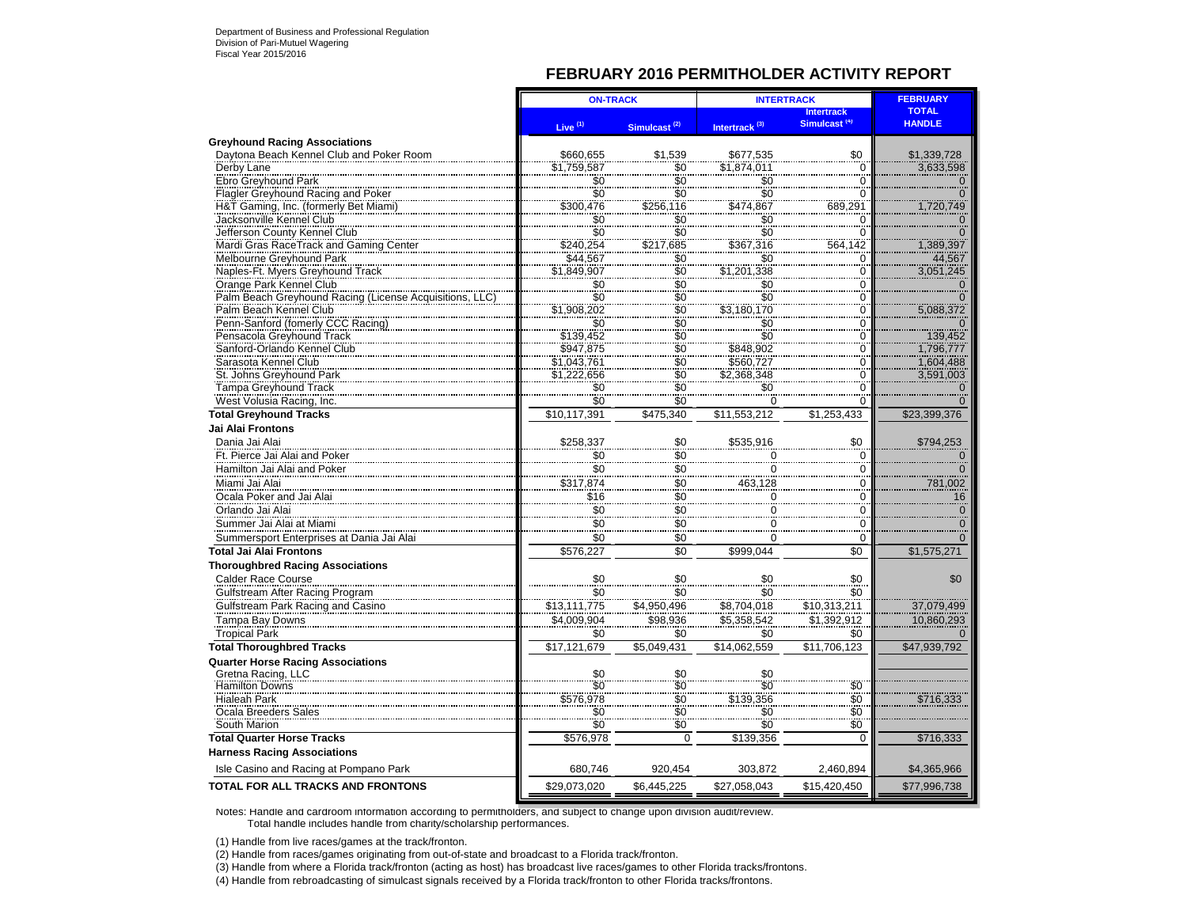Department of Business and Professional Regulation
Division of Pari-Mutuel Wagering
Fiscal Year 2015/2016

# FEBRUARY 2016 PERMITHOLDER ACTIVITY REPORT

| | ON-TRACK | | INTERTRACK | | FEBRUARY TOTAL HANDLE |
|---|---|---|---|---|---|
| | Live [1] | Simulcast [2] | Intertrack [3] | Intertrack Simulcast [4] | |
| **Greyhound Racing Associations** | | | | | |
| Daytona Beach Kennel Club and Poker Room | $660,655 | $1,539 | $677,535 | $0 | $1,339,728 |
| Derby Lane | $1,759,587 | $0 | $1,874,011 | 0 | 3,633,598 |
| Ebro Greyhound Park | $0 | $0 | $0 | 0 | 0 |
| Flagler Greyhound Racing and Poker | $0 | $0 | $0 | 0 | 0 |
| H&T Gaming, Inc. (formerly Bet Miami) | $300,476 | $256,116 | $474,867 | 689,291 | 1,720,749 |
| Jacksonville Kennel Club | $0 | $0 | $0 | 0 | 0 |
| Jefferson County Kennel Club | $0 | $0 | $0 | 0 | 0 |
| Mardi Gras RaceTrack and Gaming Center | $240,254 | $217,685 | $367,316 | 564,142 | 1,389,397 |
| Melbourne Greyhound Park | $44,567 | $0 | $0 | 0 | 44,567 |
| Naples-Ft. Myers Greyhound Track | $1,849,907 | $0 | $1,201,338 | 0 | 3,051,245 |
| Orange Park Kennel Club | $0 | $0 | $0 | 0 | 0 |
| Palm Beach Greyhound Racing (License Acquisitions, LLC) | $0 | $0 | $0 | 0 | 0 |
| Palm Beach Kennel Club | $1,908,202 | $0 | $3,180,170 | 0 | 5,088,372 |
| Penn-Sanford (fomerly CCC Racing) | $0 | $0 | $0 | 0 | 0 |
| Pensacola Greyhound Track | $139,452 | $0 | $0 | 0 | 139,452 |
| Sanford-Orlando Kennel Club | $947,875 | $0 | $848,902 | 0 | 1,796,777 |
| Sarasota Kennel Club | $1,043,761 | $0 | $560,727 | 0 | 1,604,488 |
| St. Johns Greyhound Park | $1,222,656 | $0 | $2,368,348 | 0 | 3,591,003 |
| Tampa Greyhound Track | $0 | $0 | $0 | 0 | 0 |
| West Volusia Racing, Inc. | $0 | $0 | 0 | 0 | 0 |
| **Total Greyhound Tracks** | $10,117,391 | $475,340 | $11,553,212 | $1,253,433 | $23,399,376 |
| **Jai Alai Frontons** | | | | | |
| Dania Jai Alai | $258,337 | $0 | $535,916 | $0 | $794,253 |
| Ft. Pierce Jai Alai and Poker | $0 | $0 | 0 | 0 | 0 |
| Hamilton Jai Alai and Poker | $0 | $0 | 0 | 0 | 0 |
| Miami Jai Alai | $317,874 | $0 | 463,128 | 0 | 781,002 |
| Ocala Poker and Jai Alai | $16 | $0 | 0 | 0 | 16 |
| Orlando Jai Alai | $0 | $0 | 0 | 0 | 0 |
| Summer Jai Alai at Miami | $0 | $0 | 0 | 0 | 0 |
| Summersport Enterprises at Dania Jai Alai | $0 | $0 | 0 | 0 | 0 |
| **Total Jai Alai Frontons** | $576,227 | $0 | $999,044 | $0 | $1,575,271 |
| **Thoroughbred Racing Associations** | | | | | |
| Calder Race Course | $0 | $0 | $0 | $0 | $0 |
| Gulfstream After Racing Program | $0 | $0 | $0 | $0 | |
| Gulfstream Park Racing and Casino | $13,111,775 | $4,950,496 | $8,704,018 | $10,313,211 | 37,079,499 |
| Tampa Bay Downs | $4,009,904 | $98,936 | $5,358,542 | $1,392,912 | 10,860,293 |
| Tropical Park | $0 | $0 | $0 | $0 | 0 |
| **Total Thoroughbred Tracks** | $17,121,679 | $5,049,431 | $14,062,559 | $11,706,123 | $47,939,792 |
| **Quarter Horse Racing Associations** | | | | | |
| Gretna Racing, LLC | $0 | $0 | $0 | | |
| Hamilton Downs | $0 | $0 | $0 | $0 | |
| Hialeah Park | $576,978 | $0 | $139,356 | $0 | $716,333 |
| Ocala Breeders Sales | $0 | $0 | $0 | $0 | |
| South Marion | $0 | $0 | $0 | $0 | |
| **Total Quarter Horse Tracks** | $576,978 | 0 | $139,356 | 0 | $716,333 |
| **Harness Racing Associations** | | | | | |
| Isle Casino and Racing at Pompano Park | 680,746 | 920,454 | 303,872 | 2,460,894 | $4,365,966 |
| **TOTAL FOR ALL TRACKS AND FRONTONS** | $29,073,020 | $6,445,225 | $27,058,043 | $15,420,450 | $77,996,738 |

Notes: Handle and cardroom information according to permitholders, and subject to change upon division audit/review.
Total handle includes handle from charity/scholarship performances.

(1) Handle from live races/games at the track/fronton.

(2) Handle from races/games originating from out-of-state and broadcast to a Florida track/fronton.

(3) Handle from where a Florida track/fronton (acting as host) has broadcast live races/games to other Florida tracks/frontons.

(4) Handle from rebroadcasting of simulcast signals received by a Florida track/fronton to other Florida tracks/frontons.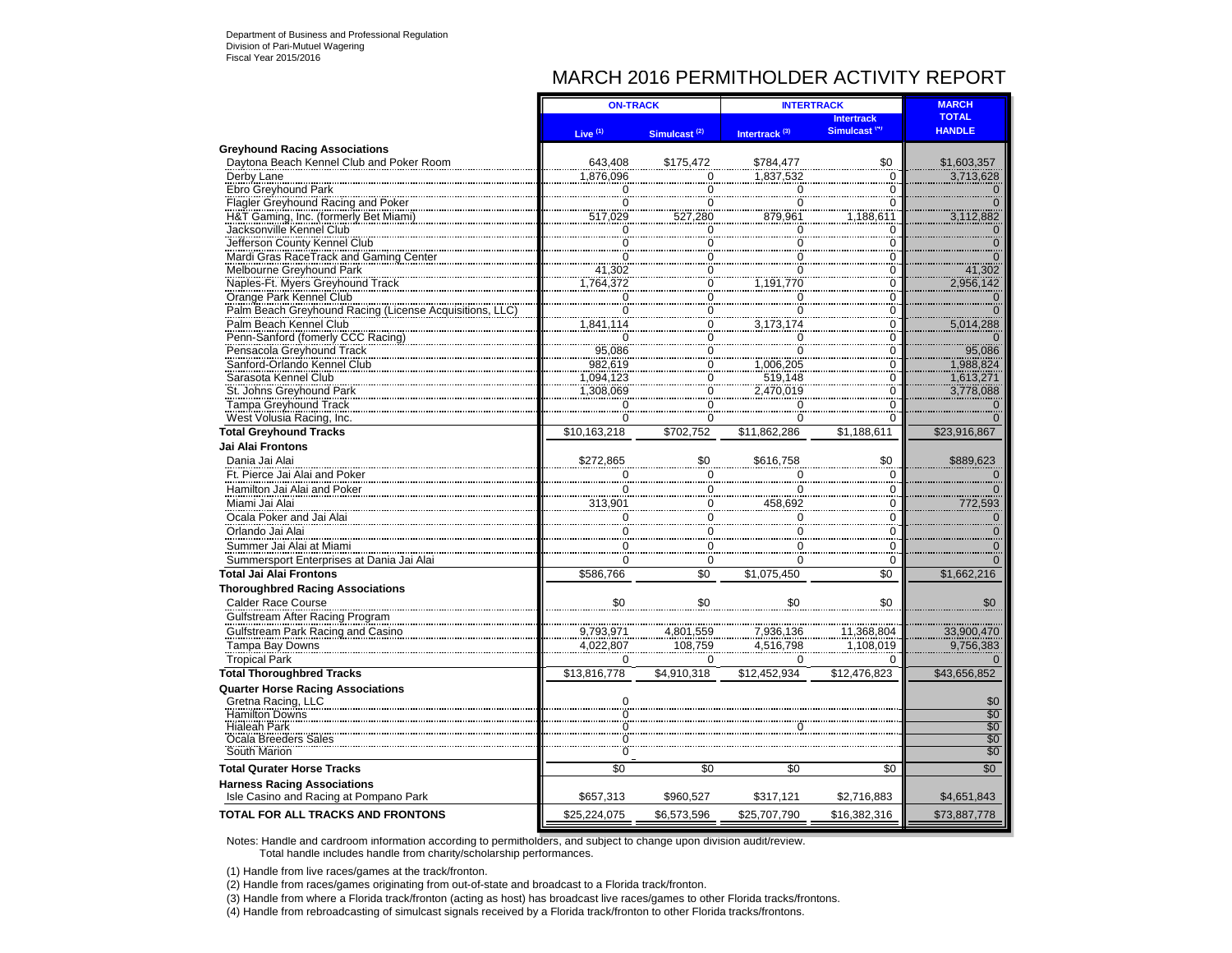Department of Business and Professional Regulation
Division of Pari-Mutuel Wagering
Fiscal Year 2015/2016

# MARCH 2016 PERMITHOLDER ACTIVITY REPORT

| | ON-TRACK | | INTERTRACK | | MARCH TOTAL HANDLE |
|---|---|---|---|---|---|
| | Live [1] | Simulcast [2] | Intertrack [3] | Intertrack Simulcast [4] | |
| **Greyhound Racing Associations** | | | | | |
| Daytona Beach Kennel Club and Poker Room | 643,408 | $175,472 | $784,477 | $0 | $1,603,357 |
| Derby Lane | 1,876,096 | 0 | 1,837,532 | 0 | 3,713,628 |
| Ebro Greyhound Park | 0 | 0 | 0 | 0 | 0 |
| Flagler Greyhound Racing and Poker | 0 | 0 | 0 | 0 | 0 |
| H&T Gaming, Inc. (formerly Bet Miami) | 517,029 | 527,280 | 879,961 | 1,188,611 | 3,112,882 |
| Jacksonville Kennel Club | 0 | 0 | 0 | 0 | 0 |
| Jefferson County Kennel Club | 0 | 0 | 0 | 0 | 0 |
| Mardi Gras RaceTrack and Gaming Center | 0 | 0 | 0 | 0 | 0 |
| Melbourne Greyhound Park | 41,302 | 0 | 0 | 0 | 41,302 |
| Naples-Ft. Myers Greyhound Track | 1,764,372 | 0 | 1,191,770 | 0 | 2,956,142 |
| Orange Park Kennel Club | 0 | 0 | 0 | 0 | 0 |
| Palm Beach Greyhound Racing (License Acquisitions, LLC) | 0 | 0 | 0 | 0 | 0 |
| Palm Beach Kennel Club | 1,841,114 | 0 | 3,173,174 | 0 | 5,014,288 |
| Penn-Sanford (fomerly CCC Racing) | 0 | 0 | 0 | 0 | 0 |
| Pensacola Greyhound Track | 95,086 | 0 | 0 | 0 | 95,086 |
| Sanford-Orlando Kennel Club | 982,619 | 0 | 1,006,205 | 0 | 1,988,824 |
| Sarasota Kennel Club | 1,094,123 | 0 | 519,148 | 0 | 1,613,271 |
| St. Johns Greyhound Park | 1,308,069 | 0 | 2,470,019 | 0 | 3,778,088 |
| Tampa Greyhound Track | 0 | 0 | 0 | 0 | 0 |
| West Volusia Racing, Inc. | 0 | 0 | 0 | 0 | 0 |
| **Total Greyhound Tracks** | $10,163,218 | $702,752 | $11,862,286 | $1,188,611 | $23,916,867 |
| **Jai Alai Frontons** | | | | | |
| Dania Jai Alai | $272,865 | $0 | $616,758 | $0 | $889,623 |
| Ft. Pierce Jai Alai and Poker | 0 | 0 | 0 | 0 | 0 |
| Hamilton Jai Alai and Poker | 0 | 0 | 0 | 0 | 0 |
| Miami Jai Alai | 313,901 | 0 | 458,692 | 0 | 772,593 |
| Ocala Poker and Jai Alai | 0 | 0 | 0 | 0 | 0 |
| Orlando Jai Alai | 0 | 0 | 0 | 0 | 0 |
| Summer Jai Alai at Miami | 0 | 0 | 0 | 0 | 0 |
| Summersport Enterprises at Dania Jai Alai | 0 | 0 | 0 | 0 | 0 |
| **Total Jai Alai Frontons** | $586,766 | $0 | $1,075,450 | $0 | $1,662,216 |
| **Thoroughbred Racing Associations** | | | | | |
| Calder Race Course | $0 | $0 | $0 | $0 | $0 |
| Gulfstream After Racing Program | | | | | |
| Gulfstream Park Racing and Casino | 9,793,971 | 4,801,559 | 7,936,136 | 11,368,804 | 33,900,470 |
| Tampa Bay Downs | 4,022,807 | 108,759 | 4,516,798 | 1,108,019 | 9,756,383 |
| Tropical Park | 0 | 0 | 0 | 0 | 0 |
| **Total Thoroughbred Tracks** | $13,816,778 | $4,910,318 | $12,452,934 | $12,476,823 | $43,656,852 |
| **Quarter Horse Racing Associations** | | | | | |
| Gretna Racing, LLC | 0 | | | | $0 |
| Hamilton Downs | 0 | | | | $0 |
| Hialeah Park | 0 | | 0 | | $0 |
| Ocala Breeders Sales | 0 | | | | $0 |
| South Marion | 0 | | | | $0 |
| **Total Qurater Horse Tracks** | $0 | $0 | $0 | $0 | $0 |
| **Harness Racing Associations** | | | | | |
| Isle Casino and Racing at Pompano Park | $657,313 | $960,527 | $317,121 | $2,716,883 | $4,651,843 |
| **TOTAL FOR ALL TRACKS AND FRONTONS** | $25,224,075 | $6,573,596 | $25,707,790 | $16,382,316 | $73,887,778 |

Notes: Handle and cardroom information according to permitholders, and subject to change upon division audit/review.
Total handle includes handle from charity/scholarship performances.

(1) Handle from live races/games at the track/fronton.

(2) Handle from races/games originating from out-of-state and broadcast to a Florida track/fronton.

(3) Handle from where a Florida track/fronton (acting as host) has broadcast live races/games to other Florida tracks/frontons.

(4) Handle from rebroadcasting of simulcast signals received by a Florida track/fronton to other Florida tracks/frontons.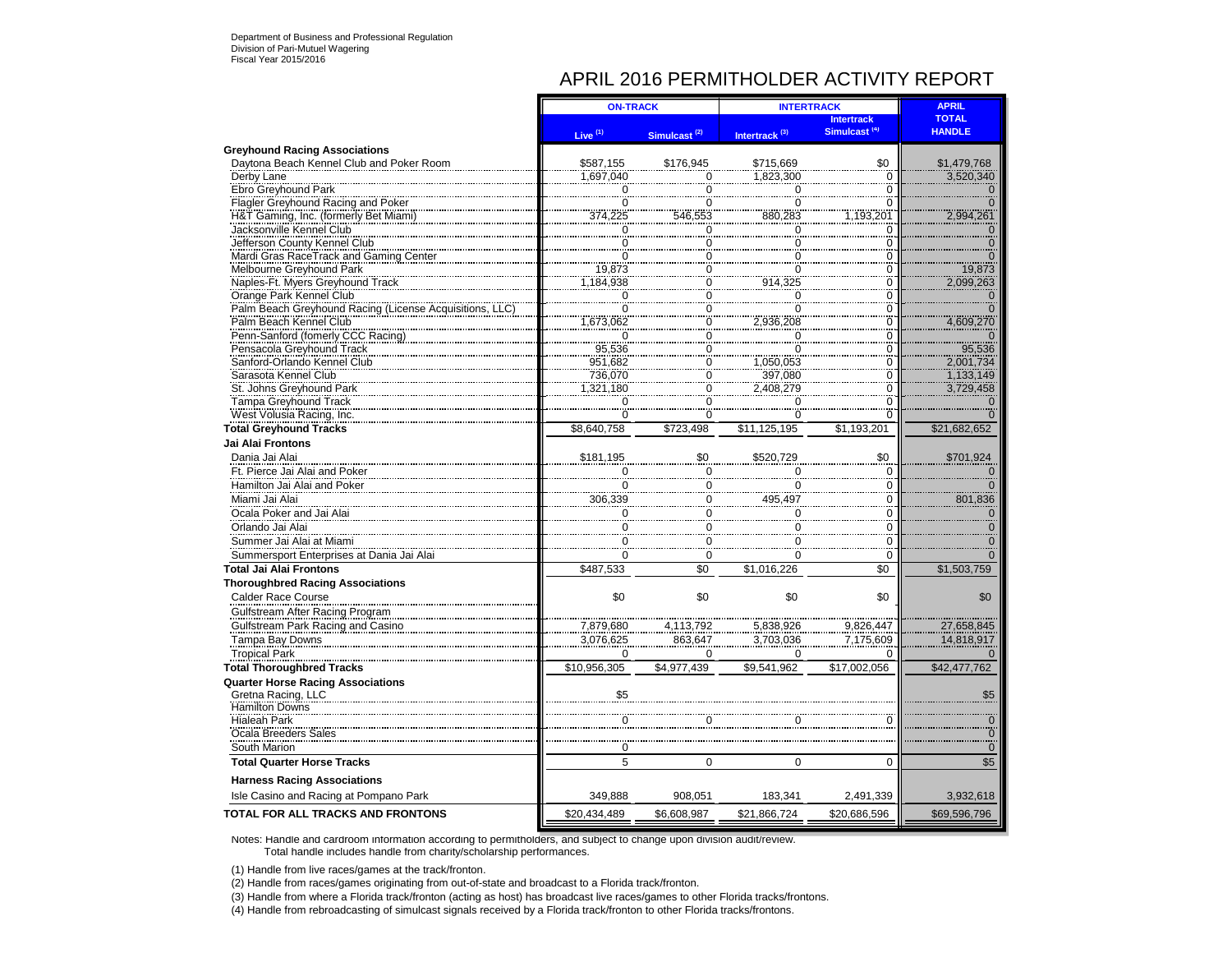Department of Business and Professional Regulation
Division of Pari-Mutuel Wagering
Fiscal Year 2015/2016

# APRIL 2016 PERMITHOLDER ACTIVITY REPORT

| | ON-TRACK | | INTERTRACK | | APRIL |
|---|---|---|---|---|---|
| | Live (1) | Simulcast (2) | Intertrack (3) | Intertrack Simulcast (4) | TOTAL HANDLE |
| **Greyhound Racing Associations** | | | | | |
| Daytona Beach Kennel Club and Poker Room | $587,155 | $176,945 | $715,669 | $0 | $1,479,768 |
| Derby Lane | 1,697,040 | 0 | 1,823,300 | 0 | 3,520,340 |
| Ebro Greyhound Park | 0 | 0 | 0 | 0 | 0 |
| Flagler Greyhound Racing and Poker | 0 | 0 | 0 | 0 | 0 |
| H&T Gaming, Inc. (formerly Bet Miami) | 374,225 | 546,553 | 880,283 | 1,193,201 | 2,994,261 |
| Jacksonville Kennel Club | 0 | 0 | 0 | 0 | 0 |
| Jefferson County Kennel Club | 0 | 0 | 0 | 0 | 0 |
| Mardi Gras RaceTrack and Gaming Center | 0 | 0 | 0 | 0 | 0 |
| Melbourne Greyhound Park | 19,873 | 0 | 0 | 0 | 19,873 |
| Naples-Ft. Myers Greyhound Track | 1,184,938 | 0 | 914,325 | 0 | 2,099,263 |
| Orange Park Kennel Club | 0 | 0 | 0 | 0 | 0 |
| Palm Beach Greyhound Racing (License Acquisitions, LLC) | 0 | 0 | 0 | 0 | 0 |
| Palm Beach Kennel Club | 1,673,062 | 0 | 2,936,208 | 0 | 4,609,270 |
| Penn-Sanford (fomerly CCC Racing) | 0 | 0 | 0 | 0 | 0 |
| Pensacola Greyhound Track | 95,536 | 0 | 0 | 0 | 95,536 |
| Sanford-Orlando Kennel Club | 951,682 | 0 | 1,050,053 | 0 | 2,001,734 |
| Sarasota Kennel Club | 736,070 | 0 | 397,080 | 0 | 1,133,149 |
| St. Johns Greyhound Park | 1,321,180 | 0 | 2,408,279 | 0 | 3,729,458 |
| Tampa Greyhound Track | 0 | 0 | 0 | 0 | 0 |
| West Volusia Racing, Inc. | 0 | 0 | 0 | 0 | 0 |
| **Total Greyhound Tracks** | $8,640,758 | $723,498 | $11,125,195 | $1,193,201 | $21,682,652 |
| **Jai Alai Frontons** | | | | | |
| Dania Jai Alai | $181,195 | $0 | $520,729 | $0 | $701,924 |
| Ft. Pierce Jai Alai and Poker | 0 | 0 | 0 | 0 | 0 |
| Hamilton Jai Alai and Poker | 0 | 0 | 0 | 0 | 0 |
| Miami Jai Alai | 306,339 | 0 | 495,497 | 0 | 801,836 |
| Ocala Poker and Jai Alai | 0 | 0 | 0 | 0 | 0 |
| Orlando Jai Alai | 0 | 0 | 0 | 0 | 0 |
| Summer Jai Alai at Miami | 0 | 0 | 0 | 0 | 0 |
| Summersport Enterprises at Dania Jai Alai | 0 | 0 | 0 | 0 | 0 |
| **Total Jai Alai Frontons** | $487,533 | $0 | $1,016,226 | $0 | $1,503,759 |
| **Thoroughbred Racing Associations** | | | | | |
| Calder Race Course | $0 | $0 | $0 | $0 | $0 |
| Gulfstream After Racing Program | | | | | |
| Gulfstream Park Racing and Casino | 7,879,680 | 4,113,792 | 5,838,926 | 9,826,447 | 27,658,845 |
| Tampa Bay Downs | 3,076,625 | 863,647 | 3,703,036 | 7,175,609 | 14,818,917 |
| Tropical Park | 0 | 0 | 0 | 0 | 0 |
| **Total Thoroughbred Tracks** | $10,956,305 | $4,977,439 | $9,541,962 | $17,002,056 | $42,477,762 |
| **Quarter Horse Racing Associations** | | | | | |
| Gretna Racing, LLC | $5 | | | | $5 |
| Hamilton Downs | | | | | |
| Hialeah Park | 0 | 0 | 0 | 0 | 0 |
| Ocala Breeders Sales | | | | | 0 |
| South Marion | 0 | | | | 0 |
| **Total Quarter Horse Tracks** | 5 | 0 | 0 | 0 | $5 |
| **Harness Racing Associations** | | | | | |
| Isle Casino and Racing at Pompano Park | 349,888 | 908,051 | 183,341 | 2,491,339 | 3,932,618 |
| **TOTAL FOR ALL TRACKS AND FRONTONS** | $20,434,489 | $6,608,987 | $21,866,724 | $20,686,596 | $69,596,796 |

Notes: Handle and cardroom information according to permitholders, and subject to change upon division audit/review.
Total handle includes handle from charity/scholarship performances.

(1) Handle from live races/games at the track/fronton.

(2) Handle from races/games originating from out-of-state and broadcast to a Florida track/fronton.

(3) Handle from where a Florida track/fronton (acting as host) has broadcast live races/games to other Florida tracks/frontons.

(4) Handle from rebroadcasting of simulcast signals received by a Florida track/fronton to other Florida tracks/frontons.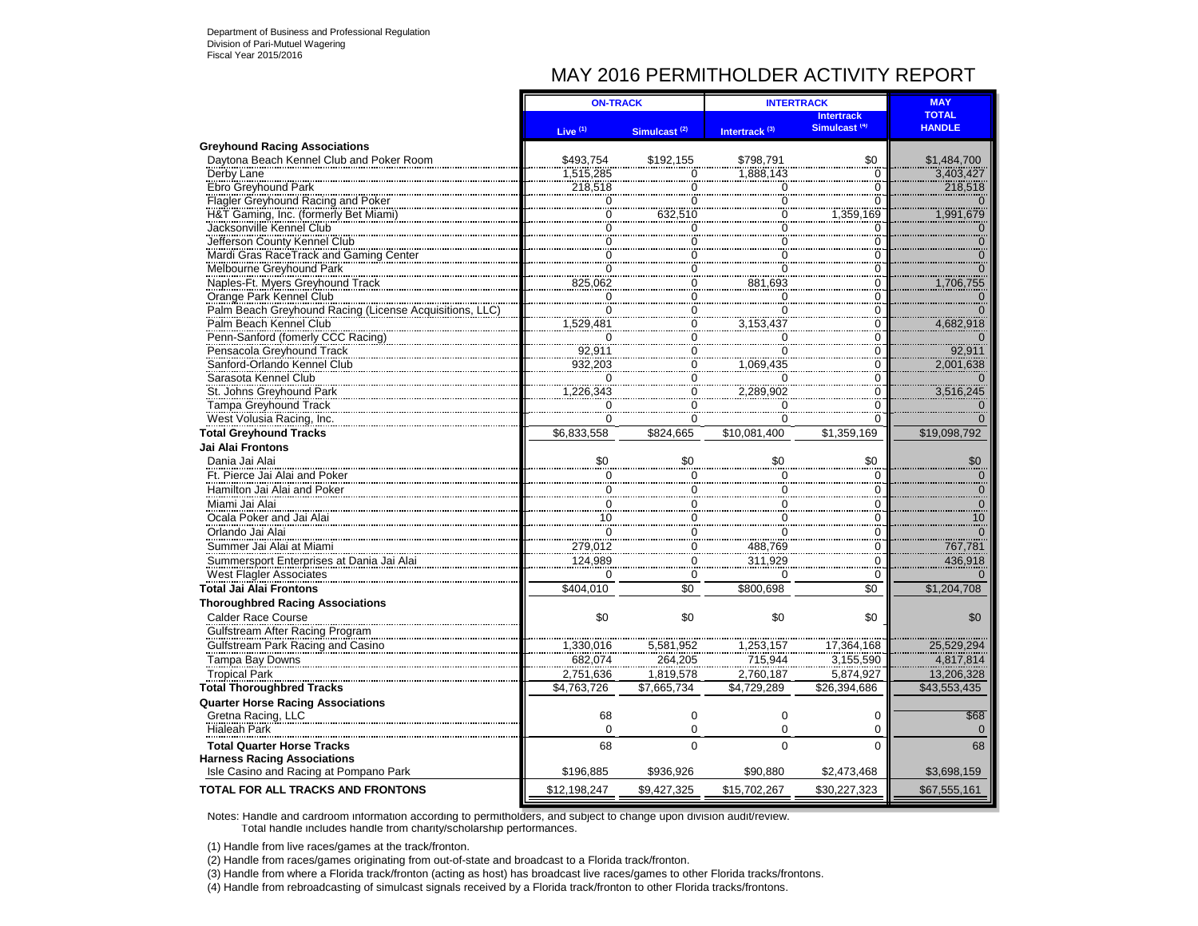Department of Business and Professional Regulation
Division of Pari-Mutuel Wagering
Fiscal Year 2015/2016

# MAY 2016 PERMITHOLDER ACTIVITY REPORT

| | ON-TRACK | | INTERTRACK | | MAY |
|---|---|---|---|---|---|
| | Live [1] | Simulcast [2] | Intertrack [3] | Intertrack Simulcast [4] | TOTAL HANDLE |
| **Greyhound Racing Associations** | | | | | |
| Daytona Beach Kennel Club and Poker Room | $493,754 | $192,155 | $798,791 | $0 | $1,484,700 |
| Derby Lane | 1,515,285 | 0 | 1,888,143 | 0 | 3,403,427 |
| Ebro Greyhound Park | 218,518 | 0 | 0 | 0 | 218,518 |
| Flagler Greyhound Racing and Poker | 0 | 0 | 0 | 0 | 0 |
| H&T Gaming, Inc. (formerly Bet Miami) | 0 | 632,510 | 0 | 1,359,169 | 1,991,679 |
| Jacksonville Kennel Club | 0 | 0 | 0 | 0 | 0 |
| Jefferson County Kennel Club | 0 | 0 | 0 | 0 | 0 |
| Mardi Gras RaceTrack and Gaming Center | 0 | 0 | 0 | 0 | 0 |
| Melbourne Greyhound Park | 0 | 0 | 0 | 0 | 0 |
| Naples-Ft. Myers Greyhound Track | 825,062 | 0 | 881,693 | 0 | 1,706,755 |
| Orange Park Kennel Club | 0 | 0 | 0 | 0 | 0 |
| Palm Beach Greyhound Racing (License Acquisitions, LLC) | 0 | 0 | 0 | 0 | 0 |
| Palm Beach Kennel Club | 1,529,481 | 0 | 3,153,437 | 0 | 4,682,918 |
| Penn-Sanford (fomerly CCC Racing) | 0 | 0 | 0 | 0 | 0 |
| Pensacola Greyhound Track | 92,911 | 0 | 0 | 0 | 92,911 |
| Sanford-Orlando Kennel Club | 932,203 | 0 | 1,069,435 | 0 | 2,001,638 |
| Sarasota Kennel Club | 0 | 0 | 0 | 0 | 0 |
| St. Johns Greyhound Park | 1,226,343 | 0 | 2,289,902 | 0 | 3,516,245 |
| Tampa Greyhound Track | 0 | 0 | 0 | 0 | 0 |
| West Volusia Racing, Inc. | 0 | 0 | 0 | 0 | 0 |
| **Total Greyhound Tracks** | $6,833,558 | $824,665 | $10,081,400 | $1,359,169 | $19,098,792 |
| **Jai Alai Frontons** | | | | | |
| Dania Jai Alai | $0 | $0 | $0 | $0 | $0 |
| Ft. Pierce Jai Alai and Poker | 0 | 0 | 0 | 0 | 0 |
| Hamilton Jai Alai and Poker | 0 | 0 | 0 | 0 | 0 |
| Miami Jai Alai | 0 | 0 | 0 | 0 | 0 |
| Ocala Poker and Jai Alai | 10 | 0 | 0 | 0 | 10 |
| Orlando Jai Alai | 0 | 0 | 0 | 0 | 0 |
| Summer Jai Alai at Miami | 279,012 | 0 | 488,769 | 0 | 767,781 |
| Summersport Enterprises at Dania Jai Alai | 124,989 | 0 | 311,929 | 0 | 436,918 |
| West Flagler Associates | 0 | 0 | 0 | 0 | 0 |
| **Total Jai Alai Frontons** | $404,010 | $0 | $800,698 | $0 | $1,204,708 |
| **Thoroughbred Racing Associations** | | | | | |
| Calder Race Course | $0 | $0 | $0 | $0 | $0 |
| Gulfstream After Racing Program | | | | | |
| Gulfstream Park Racing and Casino | 1,330,016 | 5,581,952 | 1,253,157 | 17,364,168 | 25,529,294 |
| Tampa Bay Downs | 682,074 | 264,205 | 715,944 | 3,155,590 | 4,817,814 |
| Tropical Park | 2,751,636 | 1,819,578 | 2,760,187 | 5,874,927 | 13,206,328 |
| **Total Thoroughbred Tracks** | $4,763,726 | $7,665,734 | $4,729,289 | $26,394,686 | $43,553,435 |
| **Quarter Horse Racing Associations** | | | | | |
| Gretna Racing, LLC | 68 | 0 | 0 | 0 | $68 |
| Hialeah Park | 0 | 0 | 0 | 0 | 0 |
| **Total Quarter Horse Tracks** | 68 | 0 | 0 | 0 | 68 |
| **Harness Racing Associations** | | | | | |
| Isle Casino and Racing at Pompano Park | $196,885 | $936,926 | $90,880 | $2,473,468 | $3,698,159 |
| **TOTAL FOR ALL TRACKS AND FRONTONS** | $12,198,247 | $9,427,325 | $15,702,267 | $30,227,323 | $67,555,161 |

Notes: Handle and cardroom information according to permitholders, and subject to change upon division audit/review.
Total handle includes handle from charity/scholarship performances.

(1) Handle from live races/games at the track/fronton.

(2) Handle from races/games originating from out-of-state and broadcast to a Florida track/fronton.

(3) Handle from where a Florida track/fronton (acting as host) has broadcast live races/games to other Florida tracks/frontons.

(4) Handle from rebroadcasting of simulcast signals received by a Florida track/fronton to other Florida tracks/frontons.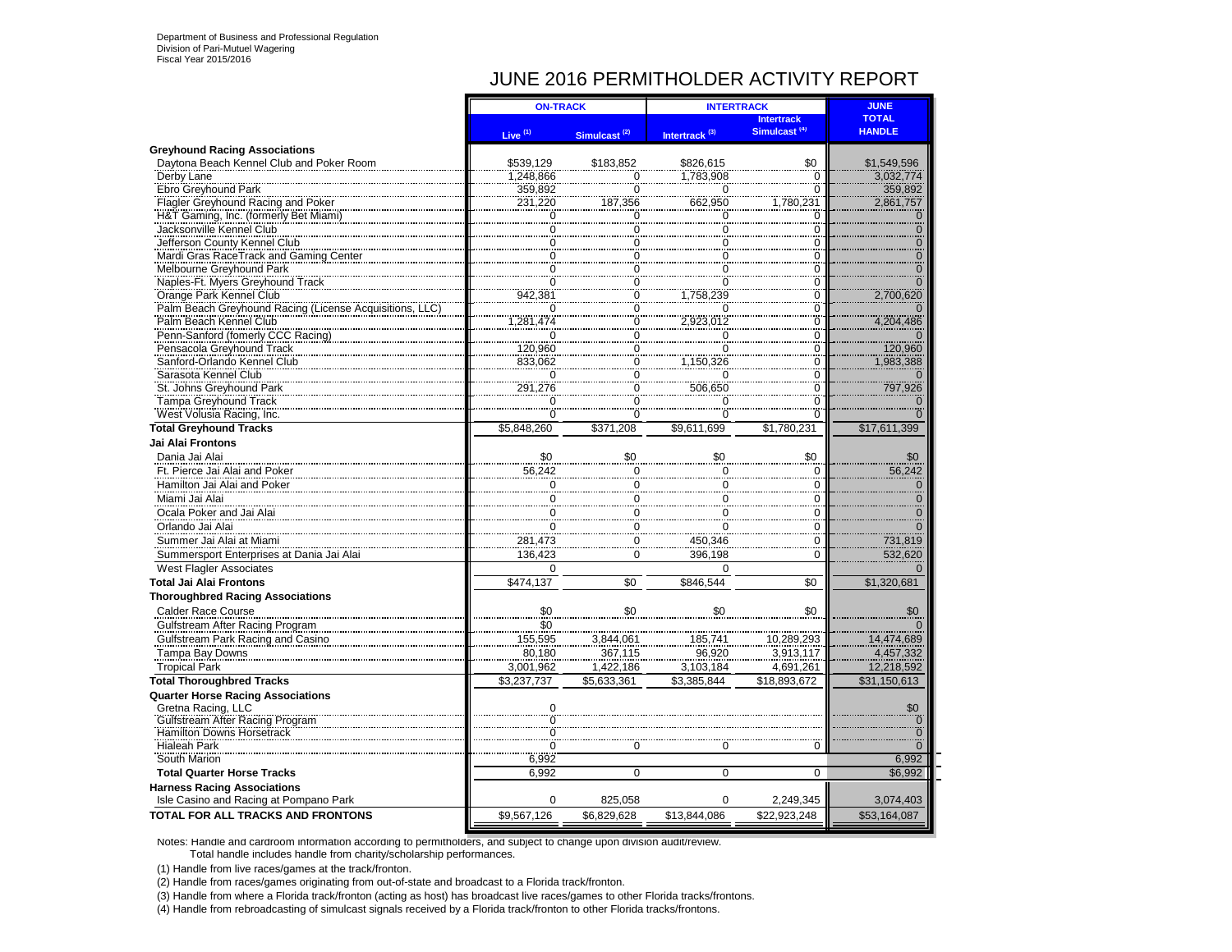Department of Business and Professional Regulation
Division of Pari-Mutuel Wagering
Fiscal Year 2015/2016

# JUNE 2016 PERMITHOLDER ACTIVITY REPORT

| | ON-TRACK | | INTERTRACK | | JUNE |
|---|---|---|---|---|---|
| | Live (1) | Simulcast (2) | Intertrack (3) | Intertrack Simulcast (4) | TOTAL HANDLE |
| **Greyhound Racing Associations** | | | | | |
| Daytona Beach Kennel Club and Poker Room | $539,129 | $183,852 | $826,615 | $0 | $1,549,596 |
| Derby Lane | 1,248,866 | 0 | 1,783,908 | 0 | 3,032,774 |
| Ebro Greyhound Park | 359,892 | 0 | 0 | 0 | 359,892 |
| Flagler Greyhound Racing and Poker | 231,220 | 187,356 | 662,950 | 1,780,231 | 2,861,757 |
| H&T Gaming, Inc. (formerly Bet Miami) | 0 | 0 | 0 | 0 | 0 |
| Jacksonville Kennel Club | 0 | 0 | 0 | 0 | 0 |
| Jefferson County Kennel Club | 0 | 0 | 0 | 0 | 0 |
| Mardi Gras RaceTrack and Gaming Center | 0 | 0 | 0 | 0 | 0 |
| Melbourne Greyhound Park | 0 | 0 | 0 | 0 | 0 |
| Naples-Ft. Myers Greyhound Track | 0 | 0 | 0 | 0 | 0 |
| Orange Park Kennel Club | 942,381 | 0 | 1,758,239 | 0 | 2,700,620 |
| Palm Beach Greyhound Racing (License Acquisitions, LLC) | 0 | 0 | 0 | 0 | 0 |
| Palm Beach Kennel Club | 1,281,474 | 0 | 2,923,012 | 0 | 4,204,486 |
| Penn-Sanford (fomerly CCC Racing) | 0 | 0 | 0 | 0 | 0 |
| Pensacola Greyhound Track | 120,960 | 0 | 0 | 0 | 120,960 |
| Sanford-Orlando Kennel Club | 833,062 | 0 | 1,150,326 | 0 | 1,983,388 |
| Sarasota Kennel Club | 0 | 0 | 0 | 0 | 0 |
| St. Johns Greyhound Park | 291,276 | 0 | 506,650 | 0 | 797,926 |
| Tampa Greyhound Track | 0 | 0 | 0 | 0 | 0 |
| West Volusia Racing, Inc. | 0 | 0 | 0 | 0 | 0 |
| **Total Greyhound Tracks** | $5,848,260 | $371,208 | $9,611,699 | $1,780,231 | $17,611,399 |
| **Jai Alai Frontons** | | | | | |
| Dania Jai Alai | $0 | $0 | $0 | $0 | $0 |
| Ft. Pierce Jai Alai and Poker | 56,242 | 0 | 0 | 0 | 56,242 |
| Hamilton Jai Alai and Poker | 0 | 0 | 0 | 0 | 0 |
| Miami Jai Alai | 0 | 0 | 0 | 0 | 0 |
| Ocala Poker and Jai Alai | 0 | 0 | 0 | 0 | 0 |
| Orlando Jai Alai | 0 | 0 | 0 | 0 | 0 |
| Summer Jai Alai at Miami | 281,473 | 0 | 450,346 | 0 | 731,819 |
| Summersport Enterprises at Dania Jai Alai | 136,423 | 0 | 396,198 | 0 | 532,620 |
| West Flagler Associates | 0 | | 0 | | 0 |
| **Total Jai Alai Frontons** | $474,137 | $0 | $846,544 | $0 | $1,320,681 |
| **Thoroughbred Racing Associations** | | | | | |
| Calder Race Course | $0 | $0 | $0 | $0 | $0 |
| Gulfstream After Racing Program | $0 | | | | 0 |
| Gulfstream Park Racing and Casino | 155,595 | 3,844,061 | 185,741 | 10,289,293 | 14,474,689 |
| Tampa Bay Downs | 80,180 | 367,115 | 96,920 | 3,913,117 | 4,457,332 |
| Tropical Park | 3,001,962 | 1,422,186 | 3,103,184 | 4,691,261 | 12,218,592 |
| **Total Thoroughbred Tracks** | $3,237,737 | $5,633,361 | $3,385,844 | $18,893,672 | $31,150,613 |
| **Quarter Horse Racing Associations** | | | | | |
| Gretna Racing, LLC | 0 | | | | $0 |
| Gulfstream After Racing Program | 0 | | | | 0 |
| Hamilton Downs Horsetrack | 0 | | | | 0 |
| Hialeah Park | 0 | 0 | 0 | 0 | 0 |
| South Marion | 6,992 | | | | 6,992 |
| **Total Quarter Horse Tracks** | 6,992 | 0 | 0 | 0 | $6,992 |
| **Harness Racing Associations** | | | | | |
| Isle Casino and Racing at Pompano Park | 0 | 825,058 | 0 | 2,249,345 | 3,074,403 |
| **TOTAL FOR ALL TRACKS AND FRONTONS** | $9,567,126 | $6,829,628 | $13,844,086 | $22,923,248 | $53,164,087 |

Notes: Handle and cardroom information according to permitholders, and subject to change upon division audit/review.
Total handle includes handle from charity/scholarship performances.

(1) Handle from live races/games at the track/fronton.

(2) Handle from races/games originating from out-of-state and broadcast to a Florida track/fronton.

(3) Handle from where a Florida track/fronton (acting as host) has broadcast live races/games to other Florida tracks/frontons.

(4) Handle from rebroadcasting of simulcast signals received by a Florida track/fronton to other Florida tracks/frontons.